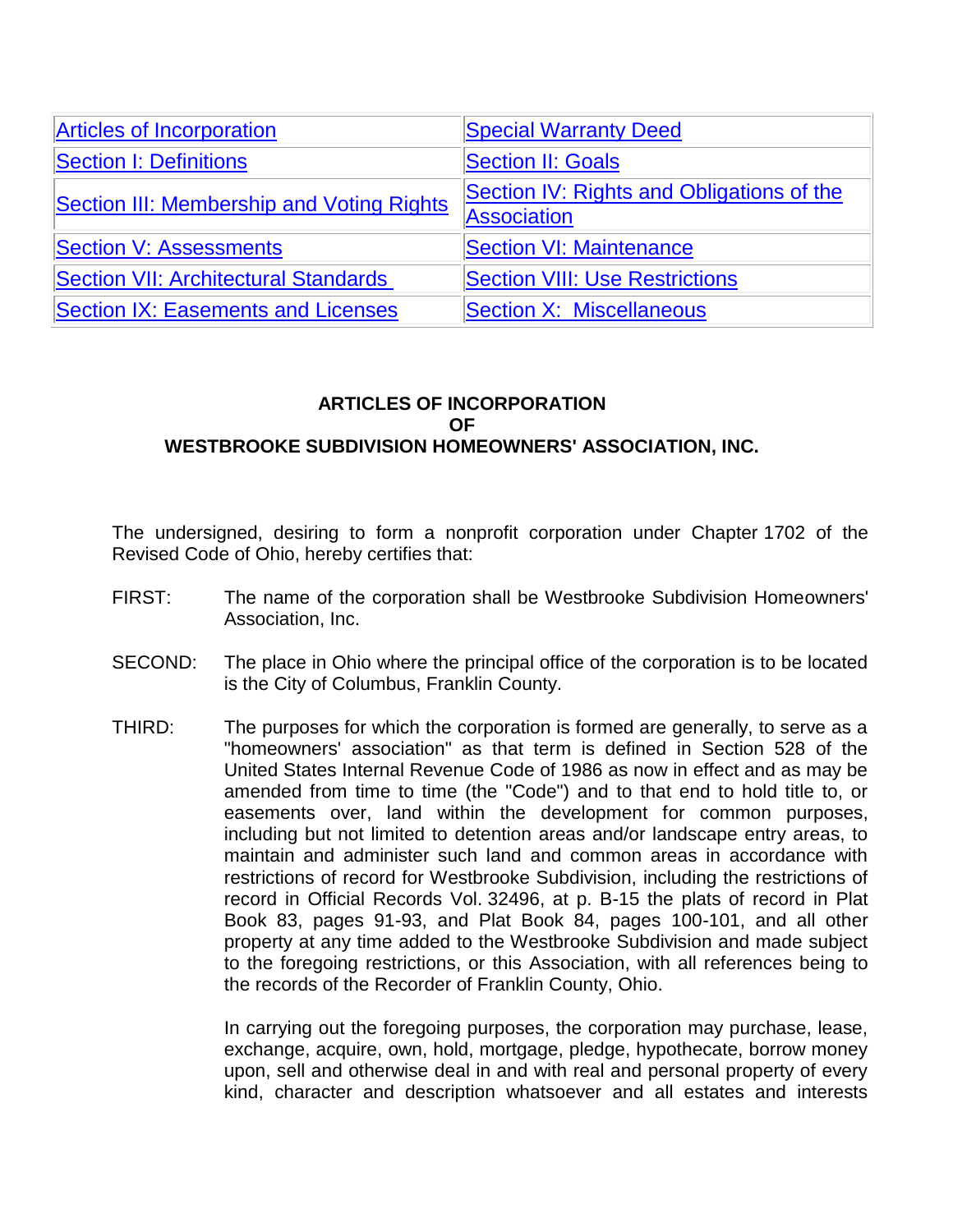| Articles of Incorporation | Special Warranty Deed |
|---|---|
| Section I: Definitions | Section II: Goals |
| Section III: Membership and Voting Rights | Section IV: Rights and Obligations of the Association |
| Section V: Assessments | Section VI: Maintenance |
| Section VII: Architectural Standards | Section VIII: Use Restrictions |
| Section IX: Easements and Licenses | Section X: Miscellaneous |

**ARTICLES OF INCORPORATION**
**OF**
**WESTBROOKE SUBDIVISION HOMEOWNERS' ASSOCIATION, INC.**

The undersigned, desiring to form a nonprofit corporation under Chapter 1702 of the Revised Code of Ohio, hereby certifies that:

FIRST: The name of the corporation shall be Westbrooke Subdivision Homeowners' Association, Inc.

SECOND: The place in Ohio where the principal office of the corporation is to be located is the City of Columbus, Franklin County.

THIRD: The purposes for which the corporation is formed are generally, to serve as a "homeowners' association" as that term is defined in Section 528 of the United States Internal Revenue Code of 1986 as now in effect and as may be amended from time to time (the "Code") and to that end to hold title to, or easements over, land within the development for common purposes, including but not limited to detention areas and/or landscape entry areas, to maintain and administer such land and common areas in accordance with restrictions of record for Westbrooke Subdivision, including the restrictions of record in Official Records Vol. 32496, at p. B-15 the plats of record in Plat Book 83, pages 91-93, and Plat Book 84, pages 100-101, and all other property at any time added to the Westbrooke Subdivision and made subject to the foregoing restrictions, or this Association, with all references being to the records of the Recorder of Franklin County, Ohio.

In carrying out the foregoing purposes, the corporation may purchase, lease, exchange, acquire, own, hold, mortgage, pledge, hypothecate, borrow money upon, sell and otherwise deal in and with real and personal property of every kind, character and description whatsoever and all estates and interests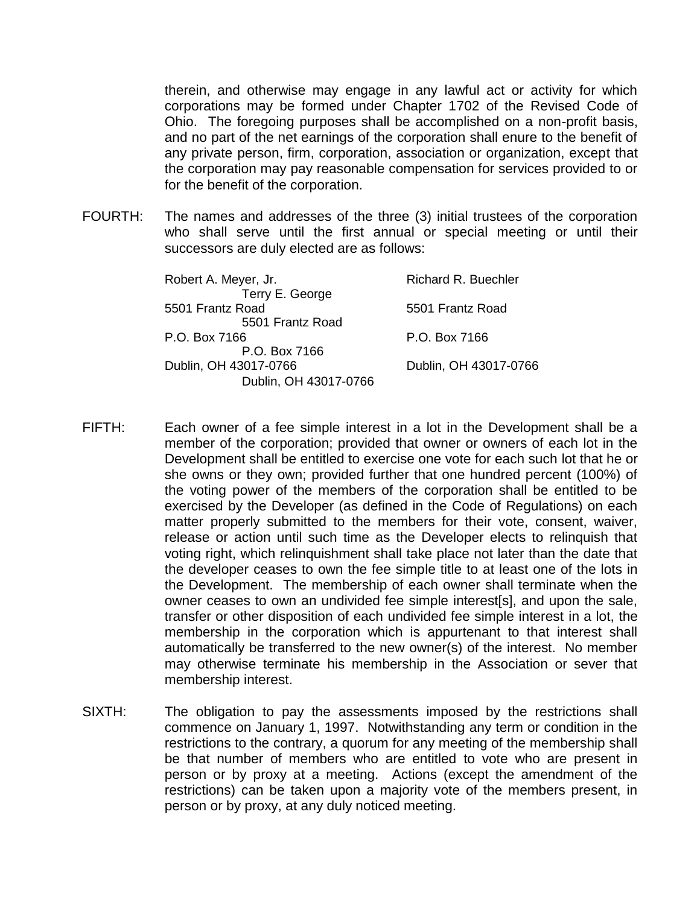therein, and otherwise may engage in any lawful act or activity for which corporations may be formed under Chapter 1702 of the Revised Code of Ohio. The foregoing purposes shall be accomplished on a non-profit basis, and no part of the net earnings of the corporation shall enure to the benefit of any private person, firm, corporation, association or organization, except that the corporation may pay reasonable compensation for services provided to or for the benefit of the corporation.

FOURTH: The names and addresses of the three (3) initial trustees of the corporation who shall serve until the first annual or special meeting or until their successors are duly elected are as follows:

| | | |
|---|---|---|
| Robert A. Meyer, Jr. | Richard R. Buechler | Terry E. George |
| 5501 Frantz Road | 5501 Frantz Road | 5501 Frantz Road |
| P.O. Box 7166 | P.O. Box 7166 | P.O. Box 7166 |
| Dublin, OH 43017-0766 | Dublin, OH 43017-0766 | Dublin, OH 43017-0766 |

FIFTH: Each owner of a fee simple interest in a lot in the Development shall be a member of the corporation; provided that owner or owners of each lot in the Development shall be entitled to exercise one vote for each such lot that he or she owns or they own; provided further that one hundred percent (100%) of the voting power of the members of the corporation shall be entitled to be exercised by the Developer (as defined in the Code of Regulations) on each matter properly submitted to the members for their vote, consent, waiver, release or action until such time as the Developer elects to relinquish that voting right, which relinquishment shall take place not later than the date that the developer ceases to own the fee simple title to at least one of the lots in the Development. The membership of each owner shall terminate when the owner ceases to own an undivided fee simple interest[s], and upon the sale, transfer or other disposition of each undivided fee simple interest in a lot, the membership in the corporation which is appurtenant to that interest shall automatically be transferred to the new owner(s) of the interest. No member may otherwise terminate his membership in the Association or sever that membership interest.

SIXTH: The obligation to pay the assessments imposed by the restrictions shall commence on January 1, 1997. Notwithstanding any term or condition in the restrictions to the contrary, a quorum for any meeting of the membership shall be that number of members who are entitled to vote who are present in person or by proxy at a meeting. Actions (except the amendment of the restrictions) can be taken upon a majority vote of the members present, in person or by proxy, at any duly noticed meeting.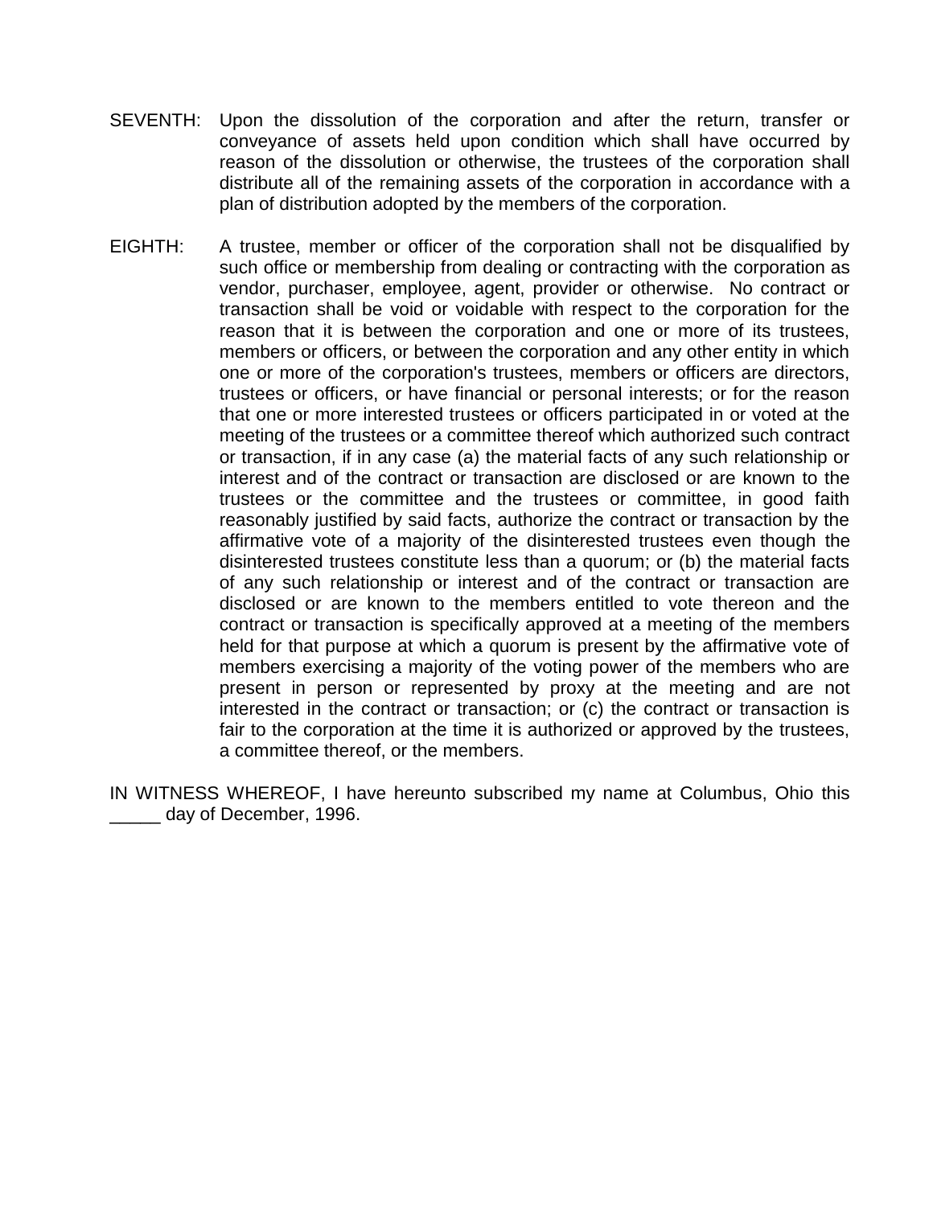SEVENTH: Upon the dissolution of the corporation and after the return, transfer or conveyance of assets held upon condition which shall have occurred by reason of the dissolution or otherwise, the trustees of the corporation shall distribute all of the remaining assets of the corporation in accordance with a plan of distribution adopted by the members of the corporation.

EIGHTH: A trustee, member or officer of the corporation shall not be disqualified by such office or membership from dealing or contracting with the corporation as vendor, purchaser, employee, agent, provider or otherwise. No contract or transaction shall be void or voidable with respect to the corporation for the reason that it is between the corporation and one or more of its trustees, members or officers, or between the corporation and any other entity in which one or more of the corporation's trustees, members or officers are directors, trustees or officers, or have financial or personal interests; or for the reason that one or more interested trustees or officers participated in or voted at the meeting of the trustees or a committee thereof which authorized such contract or transaction, if in any case (a) the material facts of any such relationship or interest and of the contract or transaction are disclosed or are known to the trustees or the committee and the trustees or committee, in good faith reasonably justified by said facts, authorize the contract or transaction by the affirmative vote of a majority of the disinterested trustees even though the disinterested trustees constitute less than a quorum; or (b) the material facts of any such relationship or interest and of the contract or transaction are disclosed or are known to the members entitled to vote thereon and the contract or transaction is specifically approved at a meeting of the members held for that purpose at which a quorum is present by the affirmative vote of members exercising a majority of the voting power of the members who are present in person or represented by proxy at the meeting and are not interested in the contract or transaction; or (c) the contract or transaction is fair to the corporation at the time it is authorized or approved by the trustees, a committee thereof, or the members.

IN WITNESS WHEREOF, I have hereunto subscribed my name at Columbus, Ohio this _____ day of December, 1996.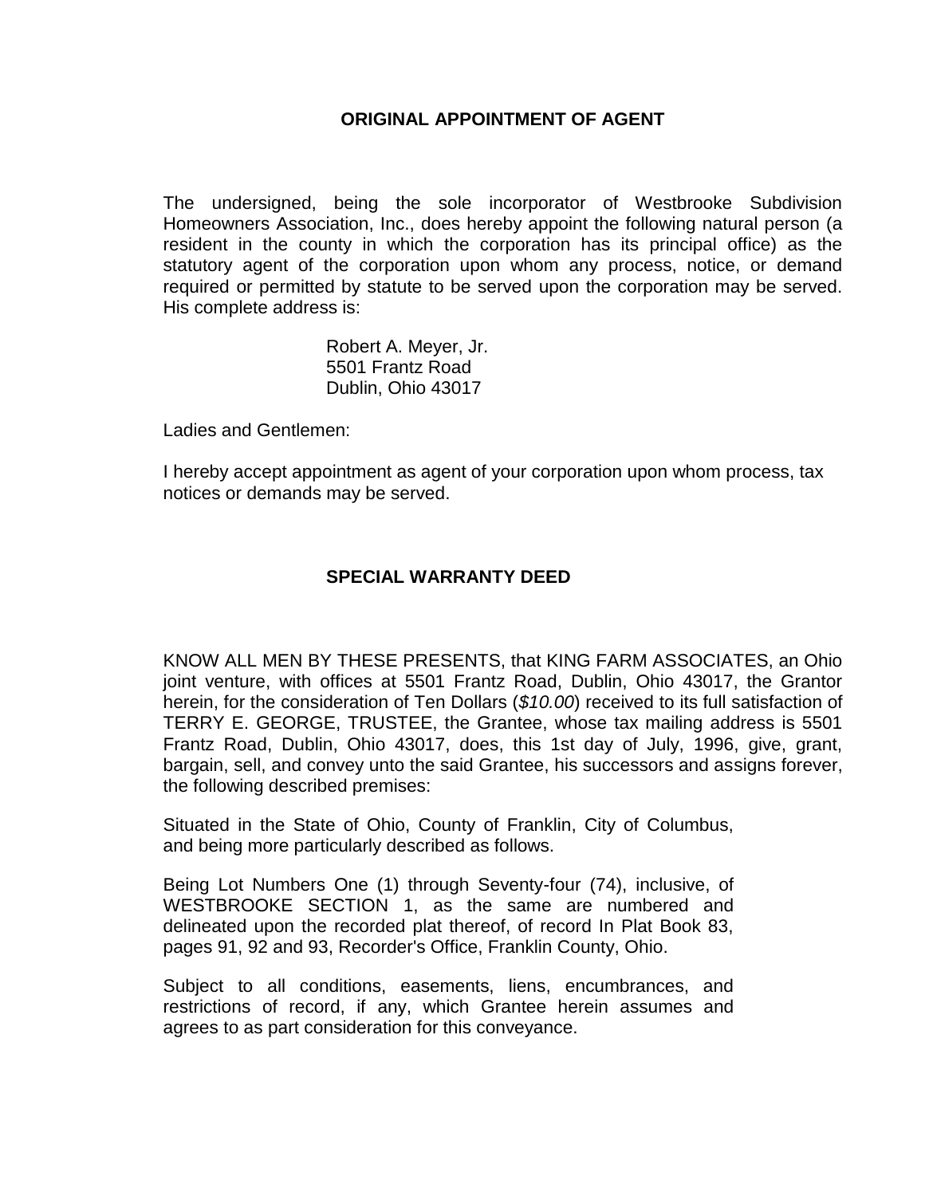## ORIGINAL APPOINTMENT OF AGENT

The undersigned, being the sole incorporator of Westbrooke Subdivision Homeowners Association, Inc., does hereby appoint the following natural person (a resident in the county in which the corporation has its principal office) as the statutory agent of the corporation upon whom any process, notice, or demand required or permitted by statute to be served upon the corporation may be served. His complete address is:

> Robert A. Meyer, Jr.
> 5501 Frantz Road
> Dublin, Ohio 43017

Ladies and Gentlemen:

I hereby accept appointment as agent of your corporation upon whom process, tax notices or demands may be served.

## SPECIAL WARRANTY DEED

KNOW ALL MEN BY THESE PRESENTS, that KING FARM ASSOCIATES, an Ohio joint venture, with offices at 5501 Frantz Road, Dublin, Ohio 43017, the Grantor herein, for the consideration of Ten Dollars (*$10.00*) received to its full satisfaction of TERRY E. GEORGE, TRUSTEE, the Grantee, whose tax mailing address is 5501 Frantz Road, Dublin, Ohio 43017, does, this 1st day of July, 1996, give, grant, bargain, sell, and convey unto the said Grantee, his successors and assigns forever, the following described premises:

Situated in the State of Ohio, County of Franklin, City of Columbus, and being more particularly described as follows.

Being Lot Numbers One (1) through Seventy-four (74), inclusive, of WESTBROOKE SECTION 1, as the same are numbered and delineated upon the recorded plat thereof, of record In Plat Book 83, pages 91, 92 and 93, Recorder's Office, Franklin County, Ohio.

Subject to all conditions, easements, liens, encumbrances, and restrictions of record, if any, which Grantee herein assumes and agrees to as part consideration for this conveyance.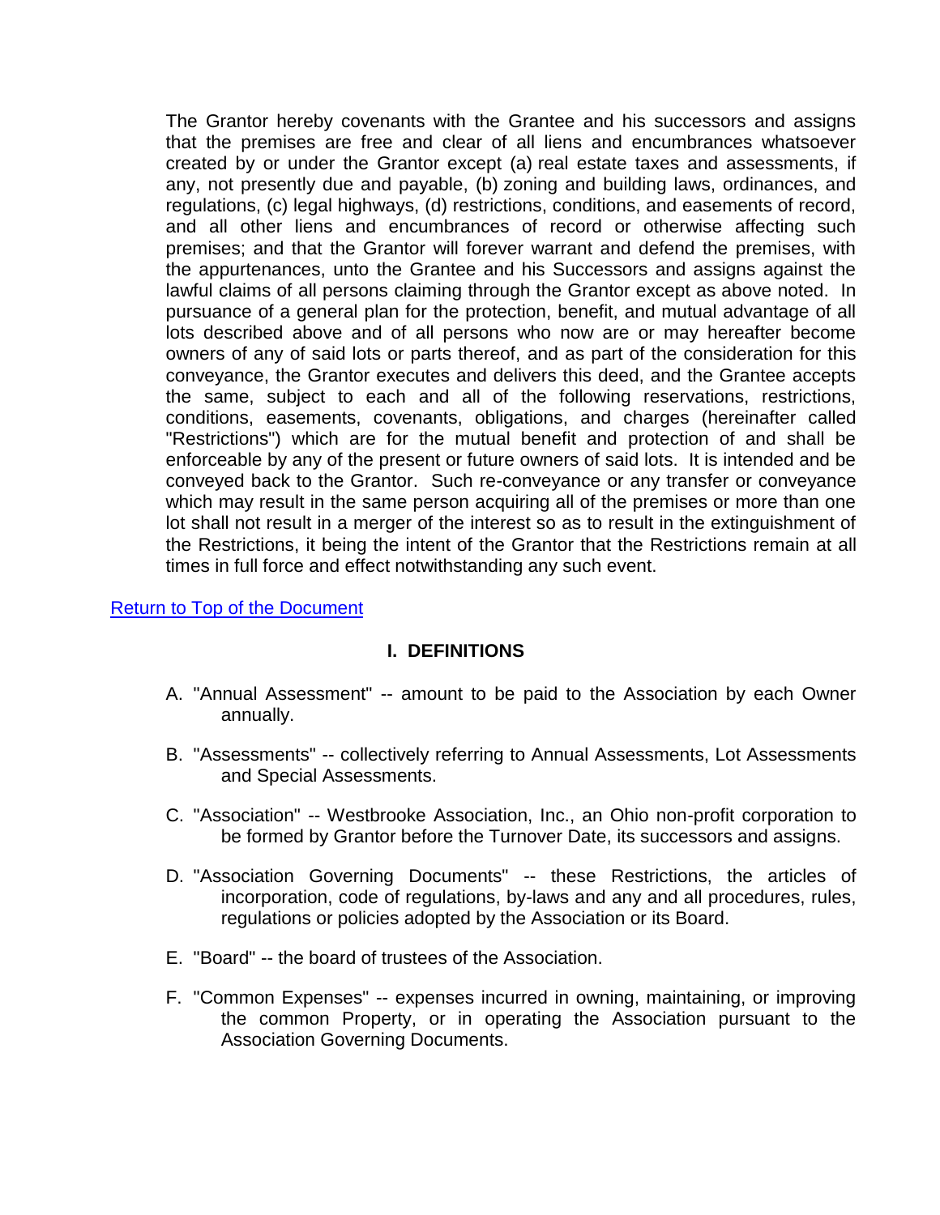The Grantor hereby covenants with the Grantee and his successors and assigns that the premises are free and clear of all liens and encumbrances whatsoever created by or under the Grantor except (a) real estate taxes and assessments, if any, not presently due and payable, (b) zoning and building laws, ordinances, and regulations, (c) legal highways, (d) restrictions, conditions, and easements of record, and all other liens and encumbrances of record or otherwise affecting such premises; and that the Grantor will forever warrant and defend the premises, with the appurtenances, unto the Grantee and his Successors and assigns against the lawful claims of all persons claiming through the Grantor except as above noted. In pursuance of a general plan for the protection, benefit, and mutual advantage of all lots described above and of all persons who now are or may hereafter become owners of any of said lots or parts thereof, and as part of the consideration for this conveyance, the Grantor executes and delivers this deed, and the Grantee accepts the same, subject to each and all of the following reservations, restrictions, conditions, easements, covenants, obligations, and charges (hereinafter called "Restrictions") which are for the mutual benefit and protection of and shall be enforceable by any of the present or future owners of said lots. It is intended and be conveyed back to the Grantor. Such re-conveyance or any transfer or conveyance which may result in the same person acquiring all of the premises or more than one lot shall not result in a merger of the interest so as to result in the extinguishment of the Restrictions, it being the intent of the Grantor that the Restrictions remain at all times in full force and effect notwithstanding any such event.

[Return to Top of the Document]

## I. DEFINITIONS

A. "Annual Assessment" -- amount to be paid to the Association by each Owner annually.

B. "Assessments" -- collectively referring to Annual Assessments, Lot Assessments and Special Assessments.

C. "Association" -- Westbrooke Association, Inc., an Ohio non-profit corporation to be formed by Grantor before the Turnover Date, its successors and assigns.

D. "Association Governing Documents" -- these Restrictions, the articles of incorporation, code of regulations, by-laws and any and all procedures, rules, regulations or policies adopted by the Association or its Board.

E. "Board" -- the board of trustees of the Association.

F. "Common Expenses" -- expenses incurred in owning, maintaining, or improving the common Property, or in operating the Association pursuant to the Association Governing Documents.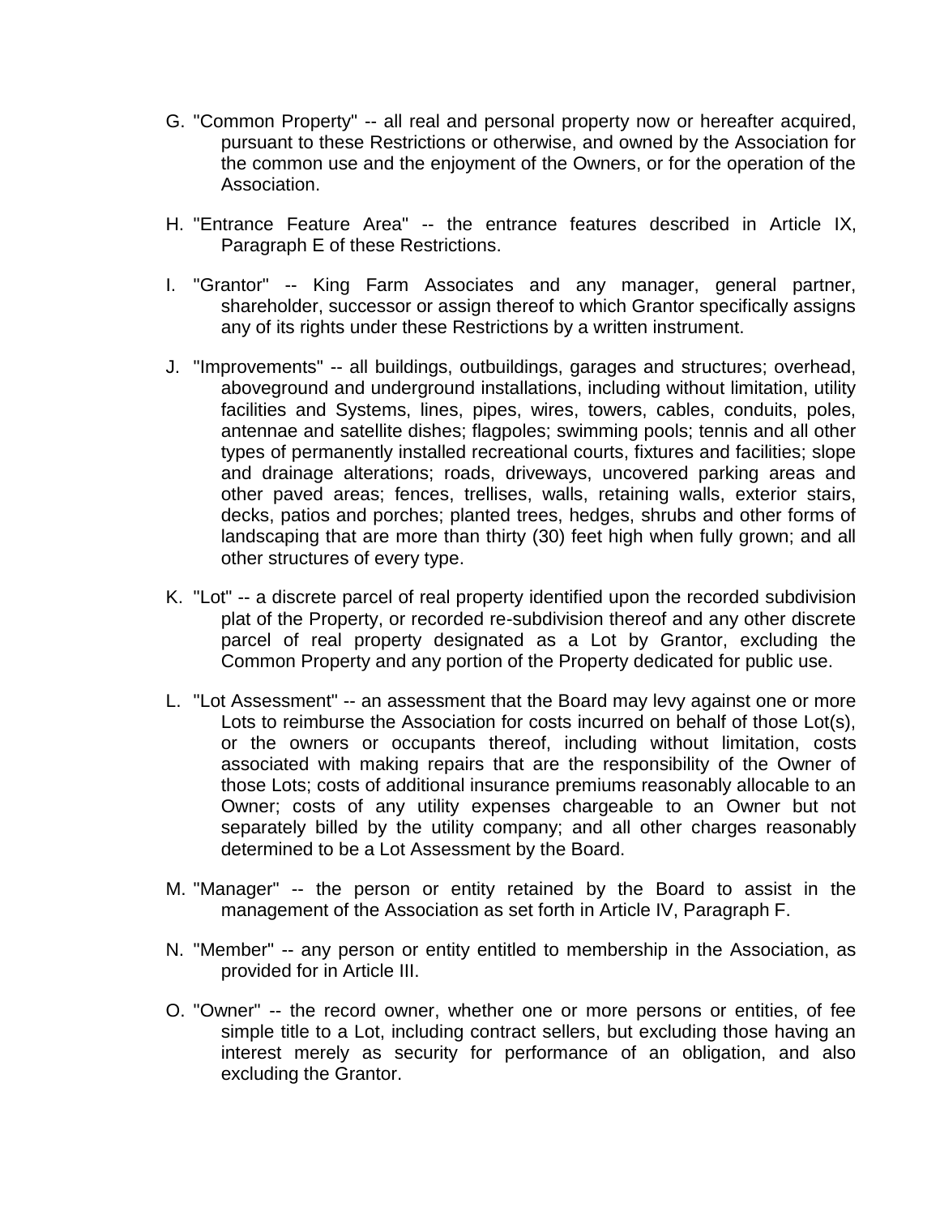G. "Common Property" -- all real and personal property now or hereafter acquired, pursuant to these Restrictions or otherwise, and owned by the Association for the common use and the enjoyment of the Owners, or for the operation of the Association.

H. "Entrance Feature Area" -- the entrance features described in Article IX, Paragraph E of these Restrictions.

I. "Grantor" -- King Farm Associates and any manager, general partner, shareholder, successor or assign thereof to which Grantor specifically assigns any of its rights under these Restrictions by a written instrument.

J. "Improvements" -- all buildings, outbuildings, garages and structures; overhead, aboveground and underground installations, including without limitation, utility facilities and Systems, lines, pipes, wires, towers, cables, conduits, poles, antennae and satellite dishes; flagpoles; swimming pools; tennis and all other types of permanently installed recreational courts, fixtures and facilities; slope and drainage alterations; roads, driveways, uncovered parking areas and other paved areas; fences, trellises, walls, retaining walls, exterior stairs, decks, patios and porches; planted trees, hedges, shrubs and other forms of landscaping that are more than thirty (30) feet high when fully grown; and all other structures of every type.

K. "Lot" -- a discrete parcel of real property identified upon the recorded subdivision plat of the Property, or recorded re-subdivision thereof and any other discrete parcel of real property designated as a Lot by Grantor, excluding the Common Property and any portion of the Property dedicated for public use.

L. "Lot Assessment" -- an assessment that the Board may levy against one or more Lots to reimburse the Association for costs incurred on behalf of those Lot(s), or the owners or occupants thereof, including without limitation, costs associated with making repairs that are the responsibility of the Owner of those Lots; costs of additional insurance premiums reasonably allocable to an Owner; costs of any utility expenses chargeable to an Owner but not separately billed by the utility company; and all other charges reasonably determined to be a Lot Assessment by the Board.

M. "Manager" -- the person or entity retained by the Board to assist in the management of the Association as set forth in Article IV, Paragraph F.

N. "Member" -- any person or entity entitled to membership in the Association, as provided for in Article III.

O. "Owner" -- the record owner, whether one or more persons or entities, of fee simple title to a Lot, including contract sellers, but excluding those having an interest merely as security for performance of an obligation, and also excluding the Grantor.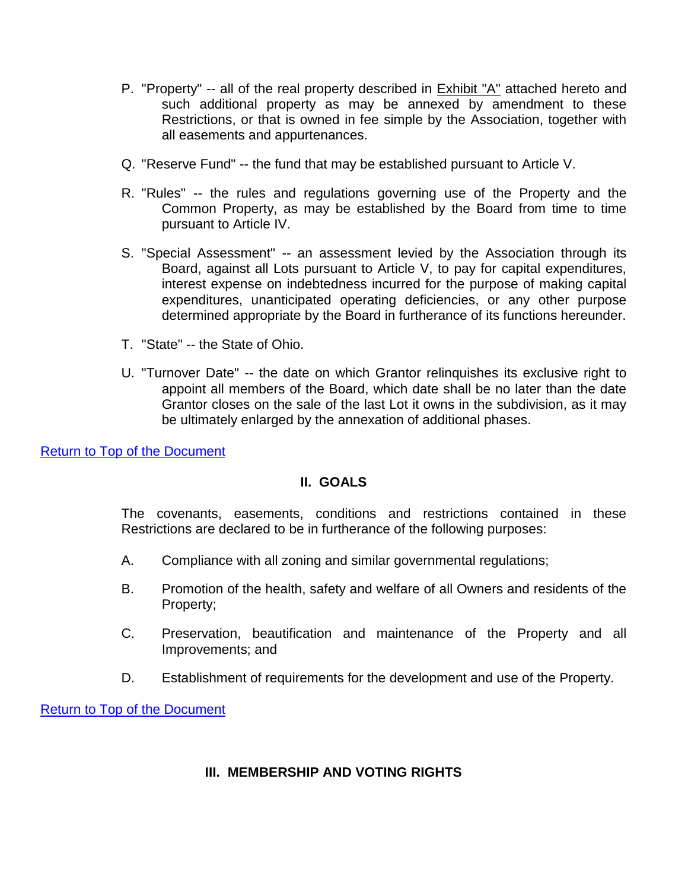P. "Property" -- all of the real property described in Exhibit "A" attached hereto and such additional property as may be annexed by amendment to these Restrictions, or that is owned in fee simple by the Association, together with all easements and appurtenances.

Q. "Reserve Fund" -- the fund that may be established pursuant to Article V.

R. "Rules" -- the rules and regulations governing use of the Property and the Common Property, as may be established by the Board from time to time pursuant to Article IV.

S. "Special Assessment" -- an assessment levied by the Association through its Board, against all Lots pursuant to Article V, to pay for capital expenditures, interest expense on indebtedness incurred for the purpose of making capital expenditures, unanticipated operating deficiencies, or any other purpose determined appropriate by the Board in furtherance of its functions hereunder.

T. "State" -- the State of Ohio.

U. "Turnover Date" -- the date on which Grantor relinquishes its exclusive right to appoint all members of the Board, which date shall be no later than the date Grantor closes on the sale of the last Lot it owns in the subdivision, as it may be ultimately enlarged by the annexation of additional phases.

Return to Top of the Document

## II. GOALS

The covenants, easements, conditions and restrictions contained in these Restrictions are declared to be in furtherance of the following purposes:

A. Compliance with all zoning and similar governmental regulations;

B. Promotion of the health, safety and welfare of all Owners and residents of the Property;

C. Preservation, beautification and maintenance of the Property and all Improvements; and

D. Establishment of requirements for the development and use of the Property.

Return to Top of the Document

## III. MEMBERSHIP AND VOTING RIGHTS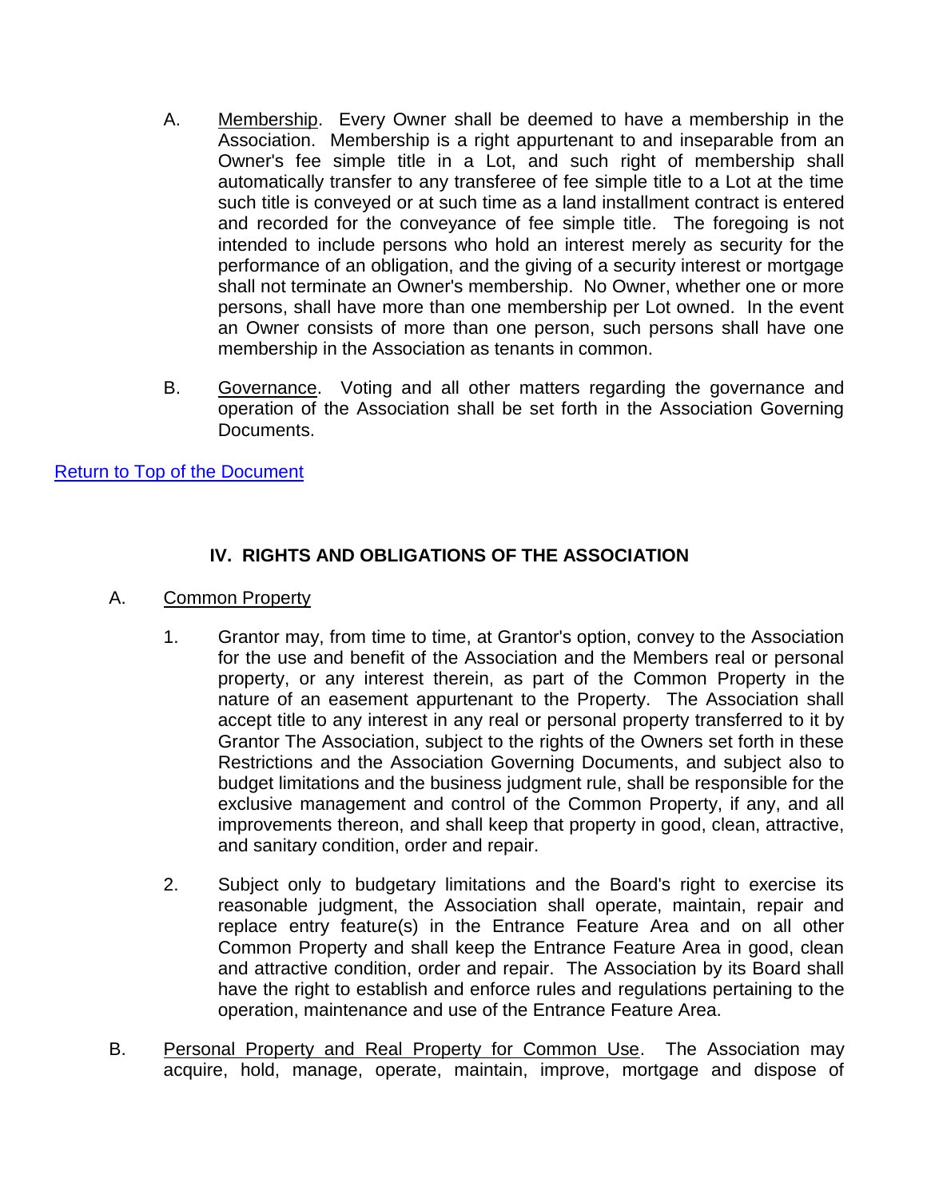A. Membership. Every Owner shall be deemed to have a membership in the Association. Membership is a right appurtenant to and inseparable from an Owner's fee simple title in a Lot, and such right of membership shall automatically transfer to any transferee of fee simple title to a Lot at the time such title is conveyed or at such time as a land installment contract is entered and recorded for the conveyance of fee simple title. The foregoing is not intended to include persons who hold an interest merely as security for the performance of an obligation, and the giving of a security interest or mortgage shall not terminate an Owner's membership. No Owner, whether one or more persons, shall have more than one membership per Lot owned. In the event an Owner consists of more than one person, such persons shall have one membership in the Association as tenants in common.

B. Governance. Voting and all other matters regarding the governance and operation of the Association shall be set forth in the Association Governing Documents.

Return to Top of the Document

## IV. RIGHTS AND OBLIGATIONS OF THE ASSOCIATION

A. Common Property

1. Grantor may, from time to time, at Grantor's option, convey to the Association for the use and benefit of the Association and the Members real or personal property, or any interest therein, as part of the Common Property in the nature of an easement appurtenant to the Property. The Association shall accept title to any interest in any real or personal property transferred to it by Grantor The Association, subject to the rights of the Owners set forth in these Restrictions and the Association Governing Documents, and subject also to budget limitations and the business judgment rule, shall be responsible for the exclusive management and control of the Common Property, if any, and all improvements thereon, and shall keep that property in good, clean, attractive, and sanitary condition, order and repair.

2. Subject only to budgetary limitations and the Board's right to exercise its reasonable judgment, the Association shall operate, maintain, repair and replace entry feature(s) in the Entrance Feature Area and on all other Common Property and shall keep the Entrance Feature Area in good, clean and attractive condition, order and repair. The Association by its Board shall have the right to establish and enforce rules and regulations pertaining to the operation, maintenance and use of the Entrance Feature Area.

B. Personal Property and Real Property for Common Use. The Association may acquire, hold, manage, operate, maintain, improve, mortgage and dispose of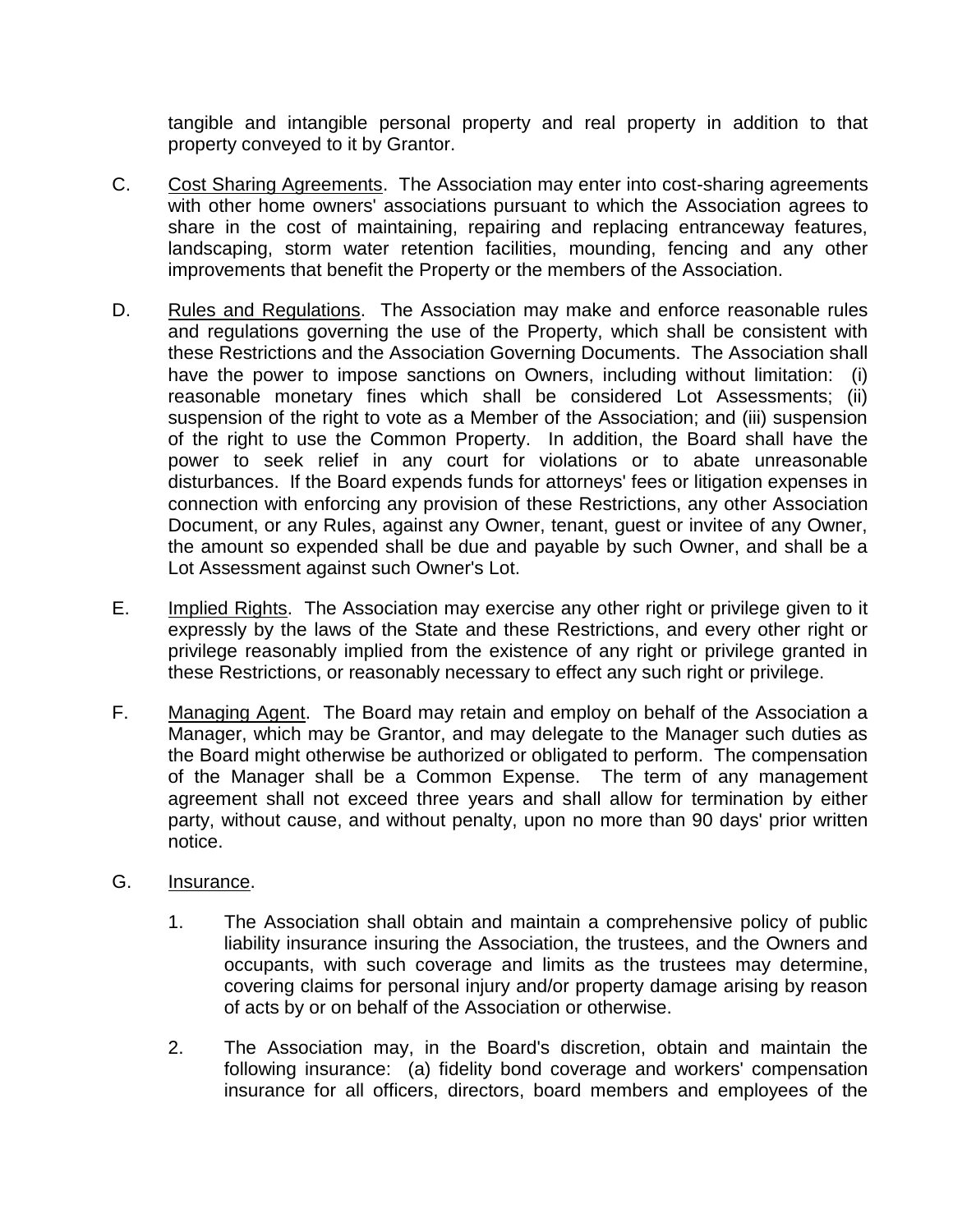tangible and intangible personal property and real property in addition to that property conveyed to it by Grantor.

C. Cost Sharing Agreements. The Association may enter into cost-sharing agreements with other home owners' associations pursuant to which the Association agrees to share in the cost of maintaining, repairing and replacing entranceway features, landscaping, storm water retention facilities, mounding, fencing and any other improvements that benefit the Property or the members of the Association.

D. Rules and Regulations. The Association may make and enforce reasonable rules and regulations governing the use of the Property, which shall be consistent with these Restrictions and the Association Governing Documents. The Association shall have the power to impose sanctions on Owners, including without limitation: (i) reasonable monetary fines which shall be considered Lot Assessments; (ii) suspension of the right to vote as a Member of the Association; and (iii) suspension of the right to use the Common Property. In addition, the Board shall have the power to seek relief in any court for violations or to abate unreasonable disturbances. If the Board expends funds for attorneys' fees or litigation expenses in connection with enforcing any provision of these Restrictions, any other Association Document, or any Rules, against any Owner, tenant, guest or invitee of any Owner, the amount so expended shall be due and payable by such Owner, and shall be a Lot Assessment against such Owner's Lot.

E. Implied Rights. The Association may exercise any other right or privilege given to it expressly by the laws of the State and these Restrictions, and every other right or privilege reasonably implied from the existence of any right or privilege granted in these Restrictions, or reasonably necessary to effect any such right or privilege.

F. Managing Agent. The Board may retain and employ on behalf of the Association a Manager, which may be Grantor, and may delegate to the Manager such duties as the Board might otherwise be authorized or obligated to perform. The compensation of the Manager shall be a Common Expense. The term of any management agreement shall not exceed three years and shall allow for termination by either party, without cause, and without penalty, upon no more than 90 days' prior written notice.

G. Insurance.

1. The Association shall obtain and maintain a comprehensive policy of public liability insurance insuring the Association, the trustees, and the Owners and occupants, with such coverage and limits as the trustees may determine, covering claims for personal injury and/or property damage arising by reason of acts by or on behalf of the Association or otherwise.

2. The Association may, in the Board's discretion, obtain and maintain the following insurance: (a) fidelity bond coverage and workers' compensation insurance for all officers, directors, board members and employees of the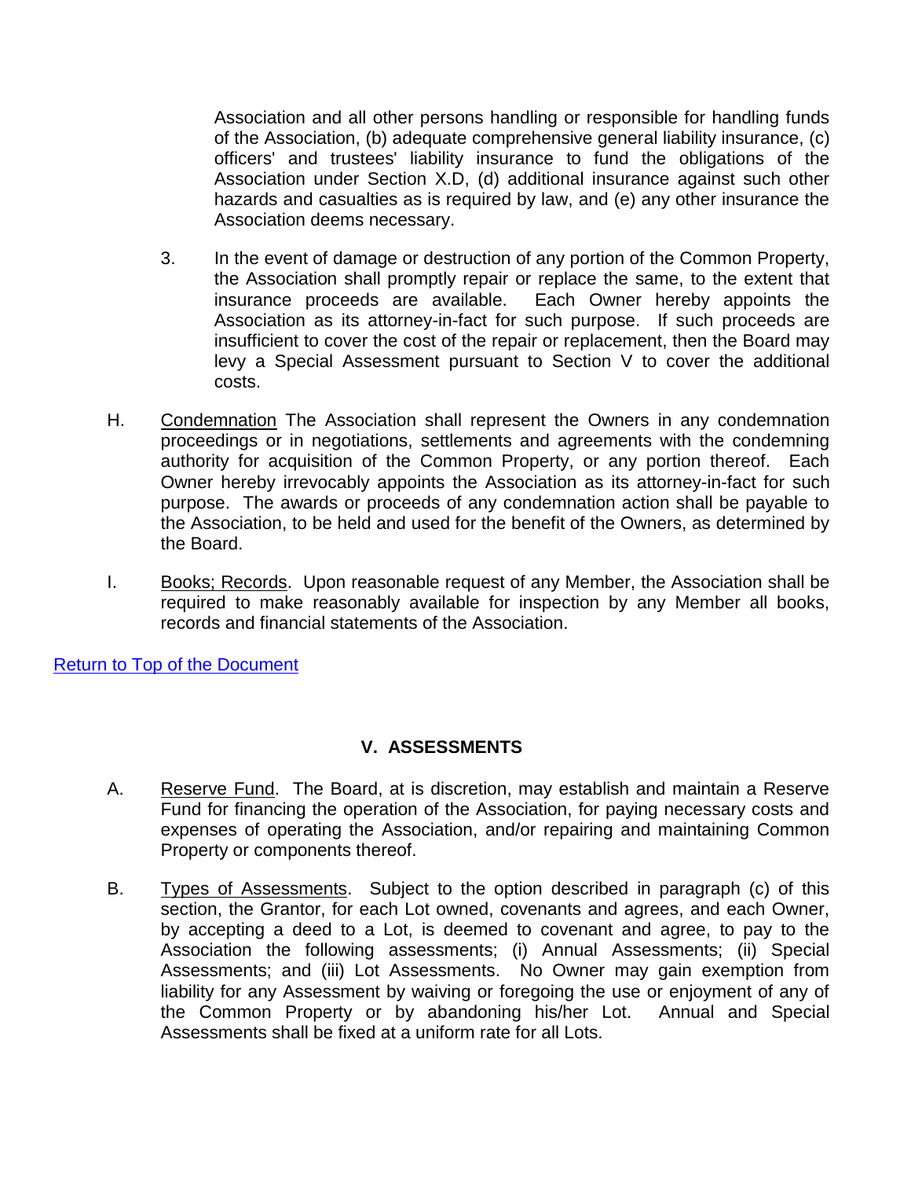Association and all other persons handling or responsible for handling funds of the Association, (b) adequate comprehensive general liability insurance, (c) officers' and trustees' liability insurance to fund the obligations of the Association under Section X.D, (d) additional insurance against such other hazards and casualties as is required by law, and (e) any other insurance the Association deems necessary.

3. In the event of damage or destruction of any portion of the Common Property, the Association shall promptly repair or replace the same, to the extent that insurance proceeds are available. Each Owner hereby appoints the Association as its attorney-in-fact for such purpose. If such proceeds are insufficient to cover the cost of the repair or replacement, then the Board may levy a Special Assessment pursuant to Section V to cover the additional costs.

H. Condemnation The Association shall represent the Owners in any condemnation proceedings or in negotiations, settlements and agreements with the condemning authority for acquisition of the Common Property, or any portion thereof. Each Owner hereby irrevocably appoints the Association as its attorney-in-fact for such purpose. The awards or proceeds of any condemnation action shall be payable to the Association, to be held and used for the benefit of the Owners, as determined by the Board.

I. Books; Records. Upon reasonable request of any Member, the Association shall be required to make reasonably available for inspection by any Member all books, records and financial statements of the Association.

Return to Top of the Document

## V. ASSESSMENTS

A. Reserve Fund. The Board, at is discretion, may establish and maintain a Reserve Fund for financing the operation of the Association, for paying necessary costs and expenses of operating the Association, and/or repairing and maintaining Common Property or components thereof.

B. Types of Assessments. Subject to the option described in paragraph (c) of this section, the Grantor, for each Lot owned, covenants and agrees, and each Owner, by accepting a deed to a Lot, is deemed to covenant and agree, to pay to the Association the following assessments; (i) Annual Assessments; (ii) Special Assessments; and (iii) Lot Assessments. No Owner may gain exemption from liability for any Assessment by waiving or foregoing the use or enjoyment of any of the Common Property or by abandoning his/her Lot. Annual and Special Assessments shall be fixed at a uniform rate for all Lots.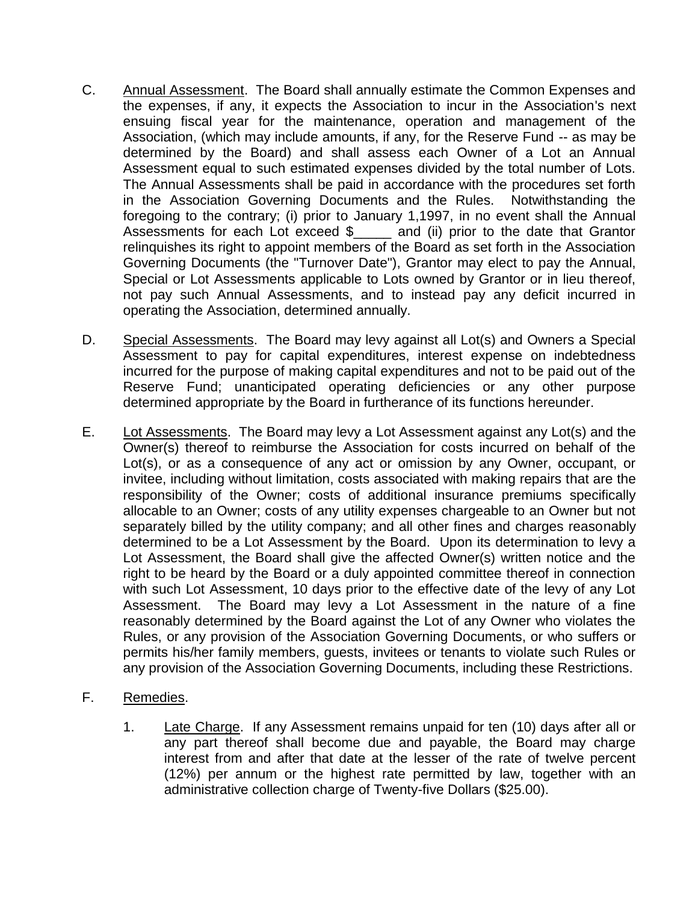C. <u>Annual Assessment</u>. The Board shall annually estimate the Common Expenses and the expenses, if any, it expects the Association to incur in the Association's next ensuing fiscal year for the maintenance, operation and management of the Association, (which may include amounts, if any, for the Reserve Fund -- as may be determined by the Board) and shall assess each Owner of a Lot an Annual Assessment equal to such estimated expenses divided by the total number of Lots. The Annual Assessments shall be paid in accordance with the procedures set forth in the Association Governing Documents and the Rules. Notwithstanding the foregoing to the contrary; (i) prior to January 1,1997, in no event shall the Annual Assessments for each Lot exceed $_____ and (ii) prior to the date that Grantor relinquishes its right to appoint members of the Board as set forth in the Association Governing Documents (the "Turnover Date"), Grantor may elect to pay the Annual, Special or Lot Assessments applicable to Lots owned by Grantor or in lieu thereof, not pay such Annual Assessments, and to instead pay any deficit incurred in operating the Association, determined annually.

D. <u>Special Assessments</u>. The Board may levy against all Lot(s) and Owners a Special Assessment to pay for capital expenditures, interest expense on indebtedness incurred for the purpose of making capital expenditures and not to be paid out of the Reserve Fund; unanticipated operating deficiencies or any other purpose determined appropriate by the Board in furtherance of its functions hereunder.

E. <u>Lot Assessments</u>. The Board may levy a Lot Assessment against any Lot(s) and the Owner(s) thereof to reimburse the Association for costs incurred on behalf of the Lot(s), or as a consequence of any act or omission by any Owner, occupant, or invitee, including without limitation, costs associated with making repairs that are the responsibility of the Owner; costs of additional insurance premiums specifically allocable to an Owner; costs of any utility expenses chargeable to an Owner but not separately billed by the utility company; and all other fines and charges reasonably determined to be a Lot Assessment by the Board. Upon its determination to levy a Lot Assessment, the Board shall give the affected Owner(s) written notice and the right to be heard by the Board or a duly appointed committee thereof in connection with such Lot Assessment, 10 days prior to the effective date of the levy of any Lot Assessment. The Board may levy a Lot Assessment in the nature of a fine reasonably determined by the Board against the Lot of any Owner who violates the Rules, or any provision of the Association Governing Documents, or who suffers or permits his/her family members, guests, invitees or tenants to violate such Rules or any provision of the Association Governing Documents, including these Restrictions.

F. <u>Remedies</u>.

1. <u>Late Charge</u>. If any Assessment remains unpaid for ten (10) days after all or any part thereof shall become due and payable, the Board may charge interest from and after that date at the lesser of the rate of twelve percent (12%) per annum or the highest rate permitted by law, together with an administrative collection charge of Twenty-five Dollars ($25.00).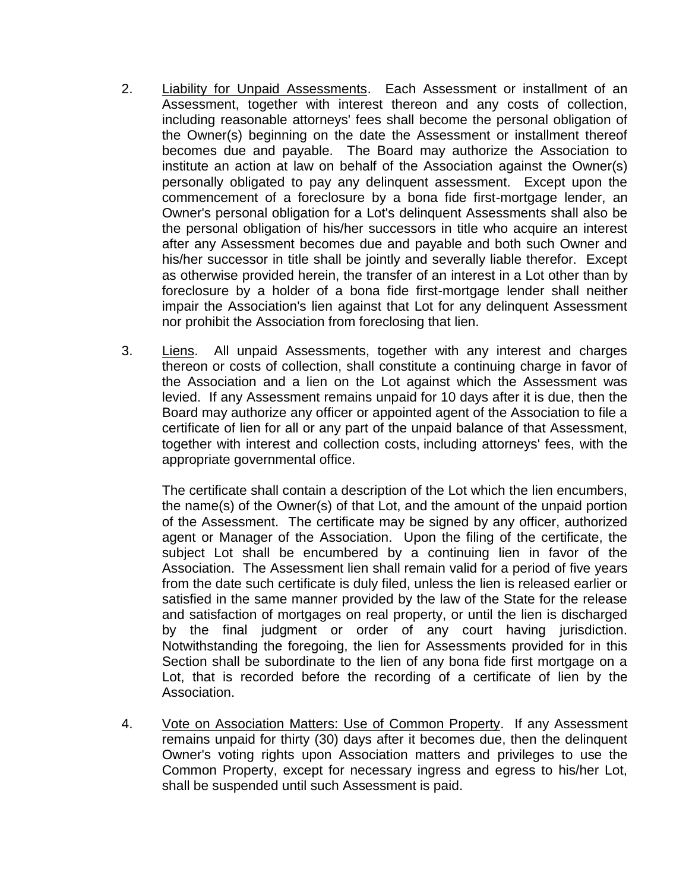2. <u>Liability for Unpaid Assessments</u>. Each Assessment or installment of an Assessment, together with interest thereon and any costs of collection, including reasonable attorneys' fees shall become the personal obligation of the Owner(s) beginning on the date the Assessment or installment thereof becomes due and payable. The Board may authorize the Association to institute an action at law on behalf of the Association against the Owner(s) personally obligated to pay any delinquent assessment. Except upon the commencement of a foreclosure by a bona fide first-mortgage lender, an Owner's personal obligation for a Lot's delinquent Assessments shall also be the personal obligation of his/her successors in title who acquire an interest after any Assessment becomes due and payable and both such Owner and his/her successor in title shall be jointly and severally liable therefor. Except as otherwise provided herein, the transfer of an interest in a Lot other than by foreclosure by a holder of a bona fide first-mortgage lender shall neither impair the Association's lien against that Lot for any delinquent Assessment nor prohibit the Association from foreclosing that lien.

3. <u>Liens</u>. All unpaid Assessments, together with any interest and charges thereon or costs of collection, shall constitute a continuing charge in favor of the Association and a lien on the Lot against which the Assessment was levied. If any Assessment remains unpaid for 10 days after it is due, then the Board may authorize any officer or appointed agent of the Association to file a certificate of lien for all or any part of the unpaid balance of that Assessment, together with interest and collection costs, including attorneys' fees, with the appropriate governmental office.

   The certificate shall contain a description of the Lot which the lien encumbers, the name(s) of the Owner(s) of that Lot, and the amount of the unpaid portion of the Assessment. The certificate may be signed by any officer, authorized agent or Manager of the Association. Upon the filing of the certificate, the subject Lot shall be encumbered by a continuing lien in favor of the Association. The Assessment lien shall remain valid for a period of five years from the date such certificate is duly filed, unless the lien is released earlier or satisfied in the same manner provided by the law of the State for the release and satisfaction of mortgages on real property, or until the lien is discharged by the final judgment or order of any court having jurisdiction. Notwithstanding the foregoing, the lien for Assessments provided for in this Section shall be subordinate to the lien of any bona fide first mortgage on a Lot, that is recorded before the recording of a certificate of lien by the Association.

4. <u>Vote on Association Matters: Use of Common Property</u>. If any Assessment remains unpaid for thirty (30) days after it becomes due, then the delinquent Owner's voting rights upon Association matters and privileges to use the Common Property, except for necessary ingress and egress to his/her Lot, shall be suspended until such Assessment is paid.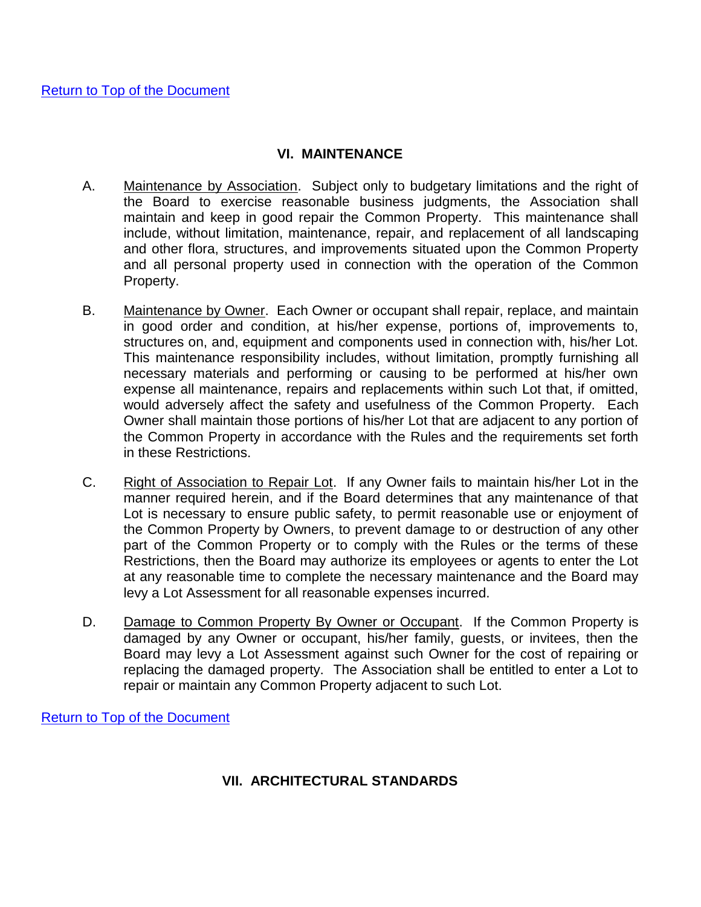Return to Top of the Document

## VI. MAINTENANCE

A. Maintenance by Association. Subject only to budgetary limitations and the right of the Board to exercise reasonable business judgments, the Association shall maintain and keep in good repair the Common Property. This maintenance shall include, without limitation, maintenance, repair, and replacement of all landscaping and other flora, structures, and improvements situated upon the Common Property and all personal property used in connection with the operation of the Common Property.

B. Maintenance by Owner. Each Owner or occupant shall repair, replace, and maintain in good order and condition, at his/her expense, portions of, improvements to, structures on, and, equipment and components used in connection with, his/her Lot. This maintenance responsibility includes, without limitation, promptly furnishing all necessary materials and performing or causing to be performed at his/her own expense all maintenance, repairs and replacements within such Lot that, if omitted, would adversely affect the safety and usefulness of the Common Property. Each Owner shall maintain those portions of his/her Lot that are adjacent to any portion of the Common Property in accordance with the Rules and the requirements set forth in these Restrictions.

C. Right of Association to Repair Lot. If any Owner fails to maintain his/her Lot in the manner required herein, and if the Board determines that any maintenance of that Lot is necessary to ensure public safety, to permit reasonable use or enjoyment of the Common Property by Owners, to prevent damage to or destruction of any other part of the Common Property or to comply with the Rules or the terms of these Restrictions, then the Board may authorize its employees or agents to enter the Lot at any reasonable time to complete the necessary maintenance and the Board may levy a Lot Assessment for all reasonable expenses incurred.

D. Damage to Common Property By Owner or Occupant. If the Common Property is damaged by any Owner or occupant, his/her family, guests, or invitees, then the Board may levy a Lot Assessment against such Owner for the cost of repairing or replacing the damaged property. The Association shall be entitled to enter a Lot to repair or maintain any Common Property adjacent to such Lot.

Return to Top of the Document

## VII. ARCHITECTURAL STANDARDS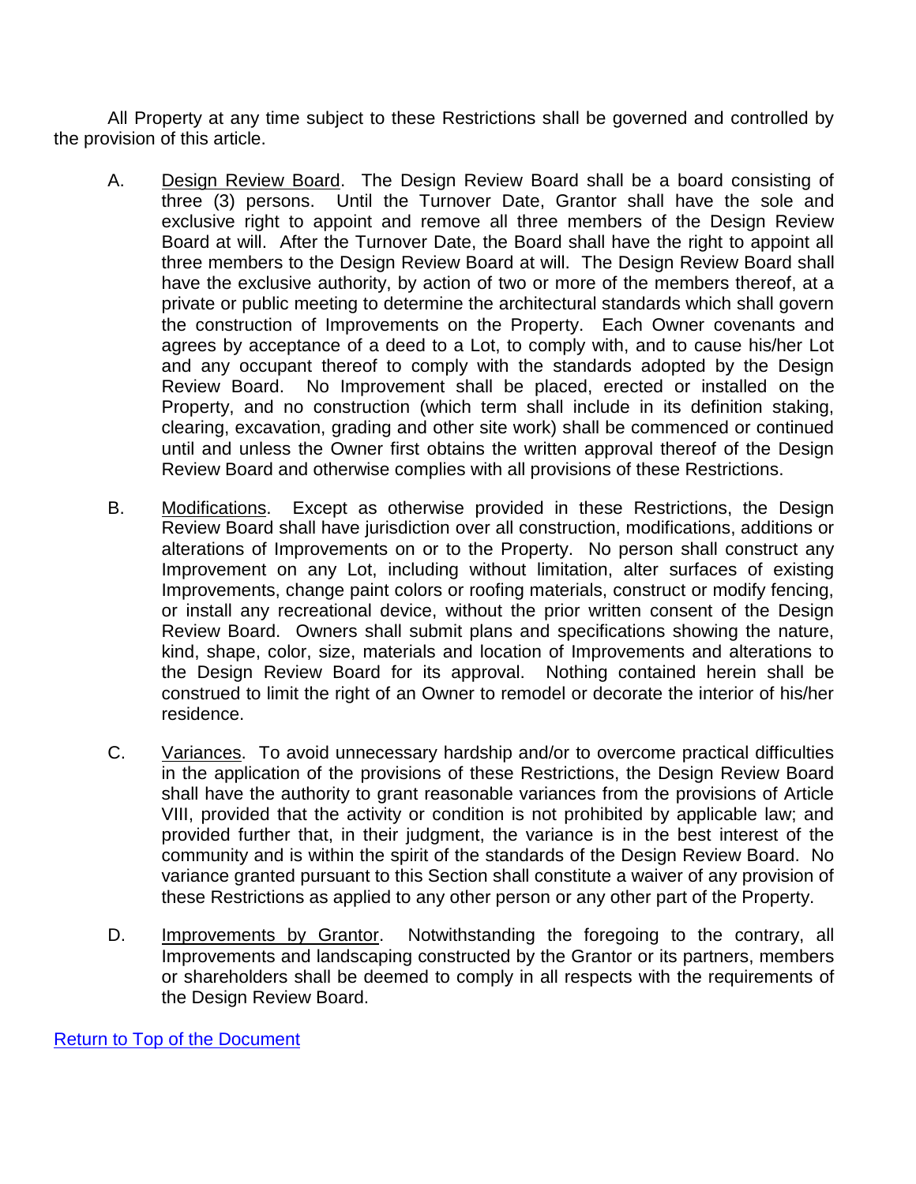All Property at any time subject to these Restrictions shall be governed and controlled by the provision of this article.

A. Design Review Board. The Design Review Board shall be a board consisting of three (3) persons. Until the Turnover Date, Grantor shall have the sole and exclusive right to appoint and remove all three members of the Design Review Board at will. After the Turnover Date, the Board shall have the right to appoint all three members to the Design Review Board at will. The Design Review Board shall have the exclusive authority, by action of two or more of the members thereof, at a private or public meeting to determine the architectural standards which shall govern the construction of Improvements on the Property. Each Owner covenants and agrees by acceptance of a deed to a Lot, to comply with, and to cause his/her Lot and any occupant thereof to comply with the standards adopted by the Design Review Board. No Improvement shall be placed, erected or installed on the Property, and no construction (which term shall include in its definition staking, clearing, excavation, grading and other site work) shall be commenced or continued until and unless the Owner first obtains the written approval thereof of the Design Review Board and otherwise complies with all provisions of these Restrictions.

B. Modifications. Except as otherwise provided in these Restrictions, the Design Review Board shall have jurisdiction over all construction, modifications, additions or alterations of Improvements on or to the Property. No person shall construct any Improvement on any Lot, including without limitation, alter surfaces of existing Improvements, change paint colors or roofing materials, construct or modify fencing, or install any recreational device, without the prior written consent of the Design Review Board. Owners shall submit plans and specifications showing the nature, kind, shape, color, size, materials and location of Improvements and alterations to the Design Review Board for its approval. Nothing contained herein shall be construed to limit the right of an Owner to remodel or decorate the interior of his/her residence.

C. Variances. To avoid unnecessary hardship and/or to overcome practical difficulties in the application of the provisions of these Restrictions, the Design Review Board shall have the authority to grant reasonable variances from the provisions of Article VIII, provided that the activity or condition is not prohibited by applicable law; and provided further that, in their judgment, the variance is in the best interest of the community and is within the spirit of the standards of the Design Review Board. No variance granted pursuant to this Section shall constitute a waiver of any provision of these Restrictions as applied to any other person or any other part of the Property.

D. Improvements by Grantor. Notwithstanding the foregoing to the contrary, all Improvements and landscaping constructed by the Grantor or its partners, members or shareholders shall be deemed to comply in all respects with the requirements of the Design Review Board.

Return to Top of the Document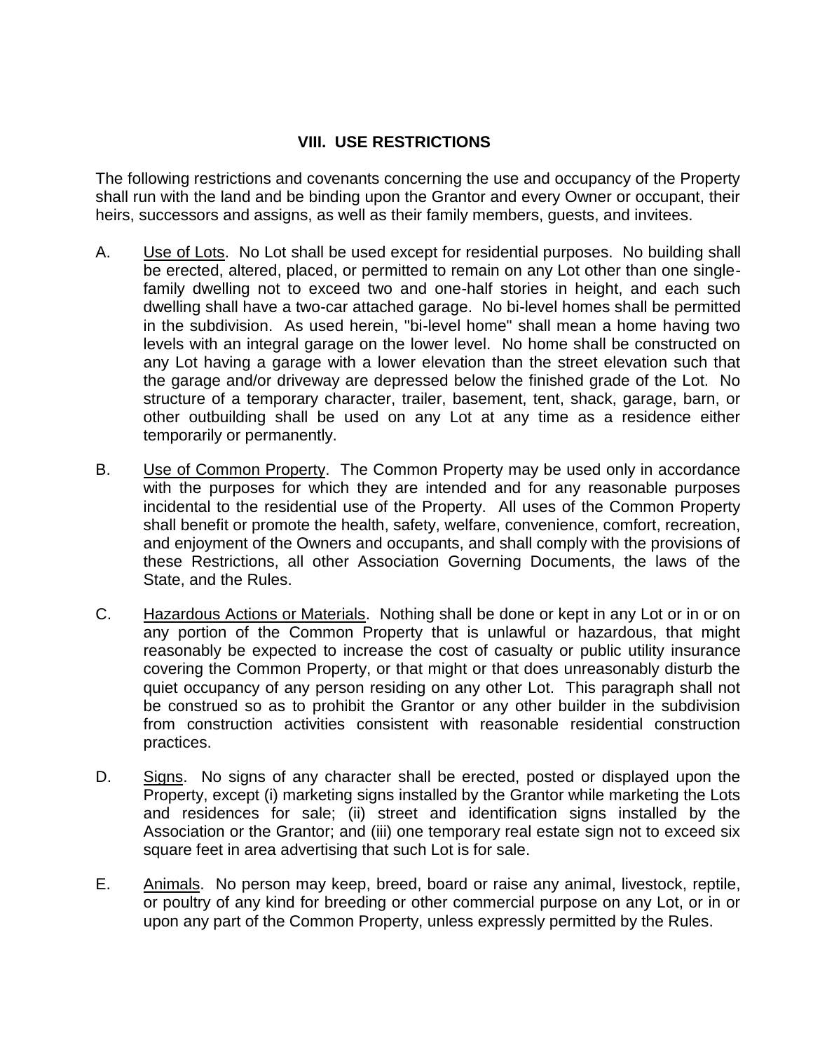## VIII. USE RESTRICTIONS

The following restrictions and covenants concerning the use and occupancy of the Property shall run with the land and be binding upon the Grantor and every Owner or occupant, their heirs, successors and assigns, as well as their family members, guests, and invitees.

A. Use of Lots. No Lot shall be used except for residential purposes. No building shall be erected, altered, placed, or permitted to remain on any Lot other than one single-family dwelling not to exceed two and one-half stories in height, and each such dwelling shall have a two-car attached garage. No bi-level homes shall be permitted in the subdivision. As used herein, "bi-level home" shall mean a home having two levels with an integral garage on the lower level. No home shall be constructed on any Lot having a garage with a lower elevation than the street elevation such that the garage and/or driveway are depressed below the finished grade of the Lot. No structure of a temporary character, trailer, basement, tent, shack, garage, barn, or other outbuilding shall be used on any Lot at any time as a residence either temporarily or permanently.

B. Use of Common Property. The Common Property may be used only in accordance with the purposes for which they are intended and for any reasonable purposes incidental to the residential use of the Property. All uses of the Common Property shall benefit or promote the health, safety, welfare, convenience, comfort, recreation, and enjoyment of the Owners and occupants, and shall comply with the provisions of these Restrictions, all other Association Governing Documents, the laws of the State, and the Rules.

C. Hazardous Actions or Materials. Nothing shall be done or kept in any Lot or in or on any portion of the Common Property that is unlawful or hazardous, that might reasonably be expected to increase the cost of casualty or public utility insurance covering the Common Property, or that might or that does unreasonably disturb the quiet occupancy of any person residing on any other Lot. This paragraph shall not be construed so as to prohibit the Grantor or any other builder in the subdivision from construction activities consistent with reasonable residential construction practices.

D. Signs. No signs of any character shall be erected, posted or displayed upon the Property, except (i) marketing signs installed by the Grantor while marketing the Lots and residences for sale; (ii) street and identification signs installed by the Association or the Grantor; and (iii) one temporary real estate sign not to exceed six square feet in area advertising that such Lot is for sale.

E. Animals. No person may keep, breed, board or raise any animal, livestock, reptile, or poultry of any kind for breeding or other commercial purpose on any Lot, or in or upon any part of the Common Property, unless expressly permitted by the Rules.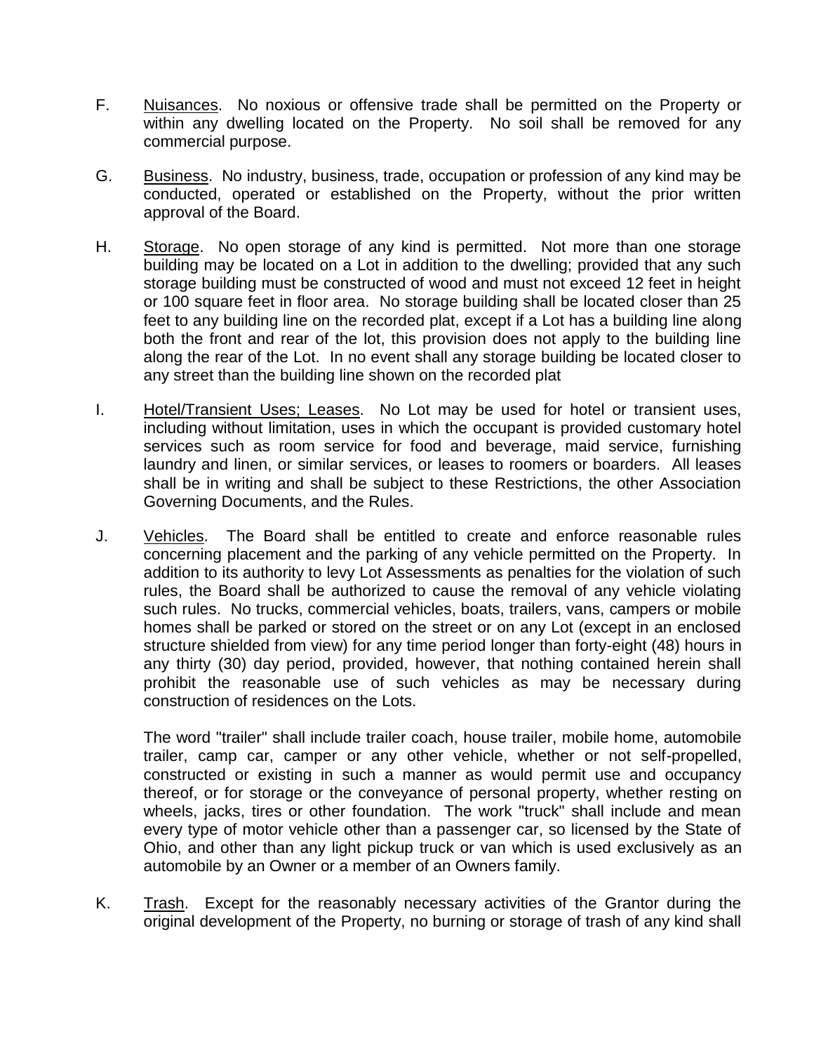F. <u>Nuisances</u>. No noxious or offensive trade shall be permitted on the Property or within any dwelling located on the Property. No soil shall be removed for any commercial purpose.

G. <u>Business</u>. No industry, business, trade, occupation or profession of any kind may be conducted, operated or established on the Property, without the prior written approval of the Board.

H. <u>Storage</u>. No open storage of any kind is permitted. Not more than one storage building may be located on a Lot in addition to the dwelling; provided that any such storage building must be constructed of wood and must not exceed 12 feet in height or 100 square feet in floor area. No storage building shall be located closer than 25 feet to any building line on the recorded plat, except if a Lot has a building line along both the front and rear of the lot, this provision does not apply to the building line along the rear of the Lot. In no event shall any storage building be located closer to any street than the building line shown on the recorded plat

I. <u>Hotel/Transient Uses; Leases</u>. No Lot may be used for hotel or transient uses, including without limitation, uses in which the occupant is provided customary hotel services such as room service for food and beverage, maid service, furnishing laundry and linen, or similar services, or leases to roomers or boarders. All leases shall be in writing and shall be subject to these Restrictions, the other Association Governing Documents, and the Rules.

J. <u>Vehicles</u>. The Board shall be entitled to create and enforce reasonable rules concerning placement and the parking of any vehicle permitted on the Property. In addition to its authority to levy Lot Assessments as penalties for the violation of such rules, the Board shall be authorized to cause the removal of any vehicle violating such rules. No trucks, commercial vehicles, boats, trailers, vans, campers or mobile homes shall be parked or stored on the street or on any Lot (except in an enclosed structure shielded from view) for any time period longer than forty-eight (48) hours in any thirty (30) day period, provided, however, that nothing contained herein shall prohibit the reasonable use of such vehicles as may be necessary during construction of residences on the Lots.

The word "trailer" shall include trailer coach, house trailer, mobile home, automobile trailer, camp car, camper or any other vehicle, whether or not self-propelled, constructed or existing in such a manner as would permit use and occupancy thereof, or for storage or the conveyance of personal property, whether resting on wheels, jacks, tires or other foundation. The work "truck" shall include and mean every type of motor vehicle other than a passenger car, so licensed by the State of Ohio, and other than any light pickup truck or van which is used exclusively as an automobile by an Owner or a member of an Owners family.

K. <u>Trash</u>. Except for the reasonably necessary activities of the Grantor during the original development of the Property, no burning or storage of trash of any kind shall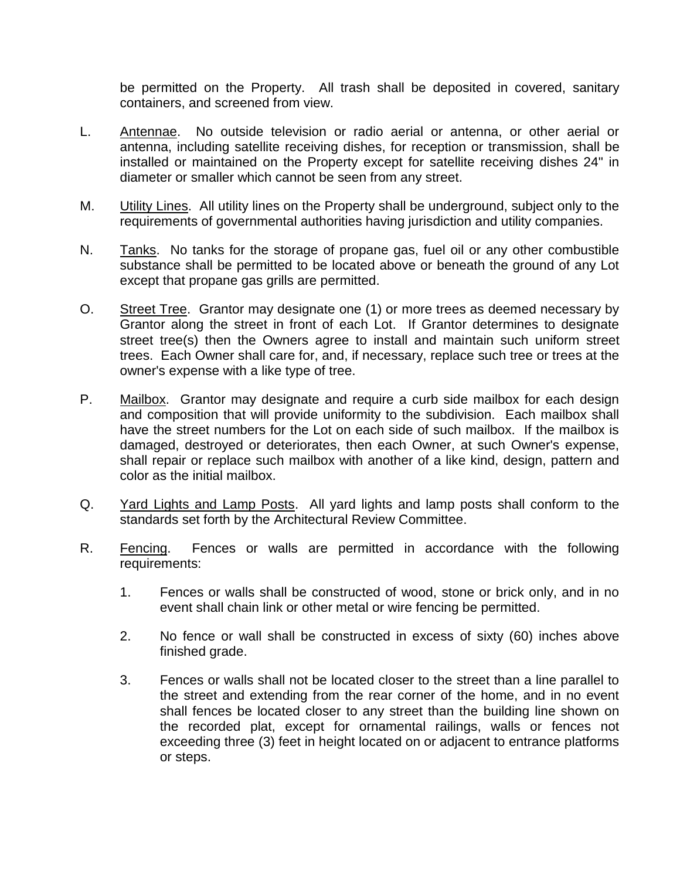be permitted on the Property. All trash shall be deposited in covered, sanitary containers, and screened from view.

L. <u>Antennae</u>. No outside television or radio aerial or antenna, or other aerial or antenna, including satellite receiving dishes, for reception or transmission, shall be installed or maintained on the Property except for satellite receiving dishes 24" in diameter or smaller which cannot be seen from any street.

M. <u>Utility Lines</u>. All utility lines on the Property shall be underground, subject only to the requirements of governmental authorities having jurisdiction and utility companies.

N. <u>Tanks</u>. No tanks for the storage of propane gas, fuel oil or any other combustible substance shall be permitted to be located above or beneath the ground of any Lot except that propane gas grills are permitted.

O. <u>Street Tree</u>. Grantor may designate one (1) or more trees as deemed necessary by Grantor along the street in front of each Lot. If Grantor determines to designate street tree(s) then the Owners agree to install and maintain such uniform street trees. Each Owner shall care for, and, if necessary, replace such tree or trees at the owner's expense with a like type of tree.

P. <u>Mailbox</u>. Grantor may designate and require a curb side mailbox for each design and composition that will provide uniformity to the subdivision. Each mailbox shall have the street numbers for the Lot on each side of such mailbox. If the mailbox is damaged, destroyed or deteriorates, then each Owner, at such Owner's expense, shall repair or replace such mailbox with another of a like kind, design, pattern and color as the initial mailbox.

Q. <u>Yard Lights and Lamp Posts</u>. All yard lights and lamp posts shall conform to the standards set forth by the Architectural Review Committee.

R. <u>Fencing</u>. Fences or walls are permitted in accordance with the following requirements:

1. Fences or walls shall be constructed of wood, stone or brick only, and in no event shall chain link or other metal or wire fencing be permitted.

2. No fence or wall shall be constructed in excess of sixty (60) inches above finished grade.

3. Fences or walls shall not be located closer to the street than a line parallel to the street and extending from the rear corner of the home, and in no event shall fences be located closer to any street than the building line shown on the recorded plat, except for ornamental railings, walls or fences not exceeding three (3) feet in height located on or adjacent to entrance platforms or steps.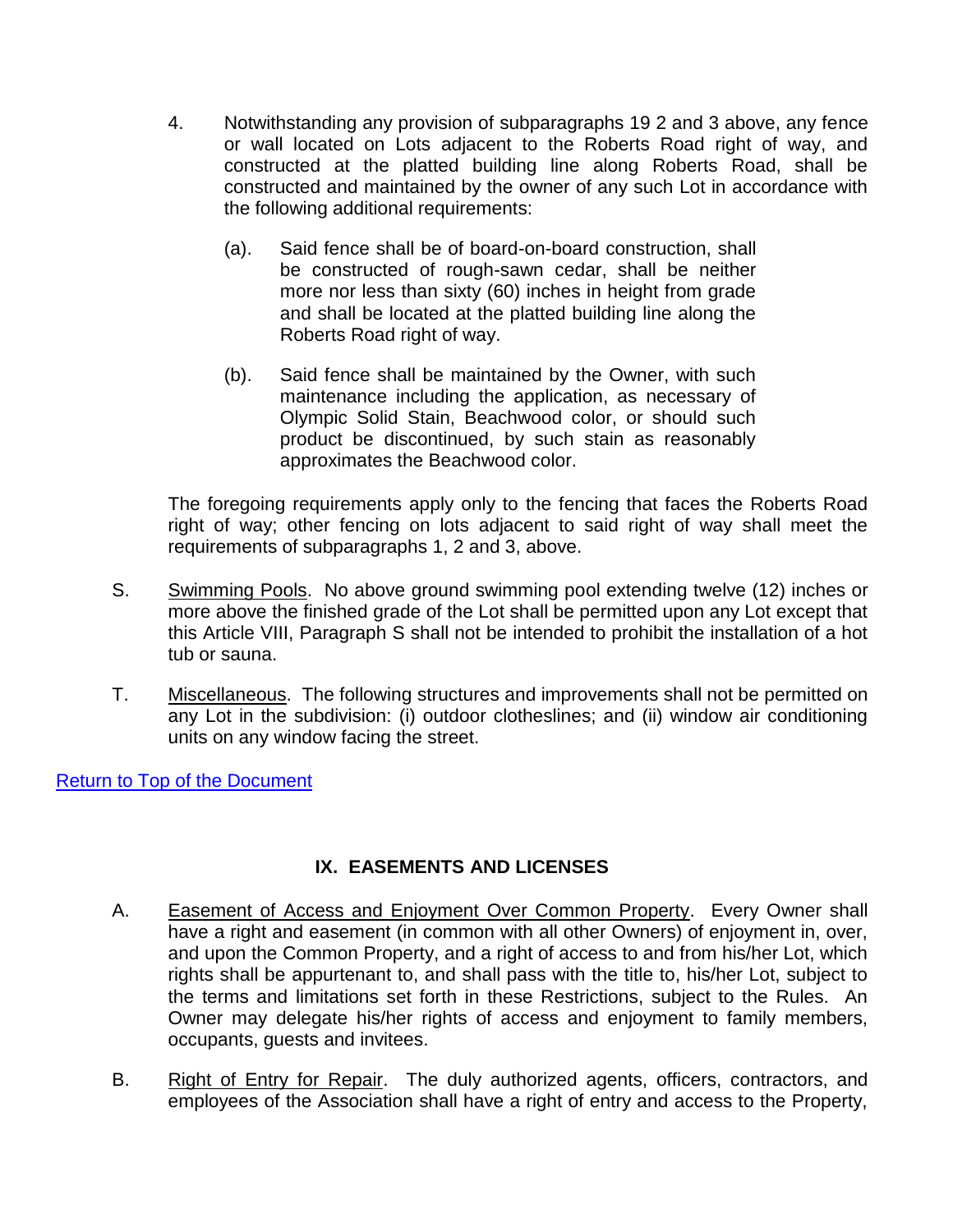4. Notwithstanding any provision of subparagraphs 19 2 and 3 above, any fence or wall located on Lots adjacent to the Roberts Road right of way, and constructed at the platted building line along Roberts Road, shall be constructed and maintained by the owner of any such Lot in accordance with the following additional requirements:

   (a). Said fence shall be of board-on-board construction, shall be constructed of rough-sawn cedar, shall be neither more nor less than sixty (60) inches in height from grade and shall be located at the platted building line along the Roberts Road right of way.

   (b). Said fence shall be maintained by the Owner, with such maintenance including the application, as necessary of Olympic Solid Stain, Beachwood color, or should such product be discontinued, by such stain as reasonably approximates the Beachwood color.

The foregoing requirements apply only to the fencing that faces the Roberts Road right of way; other fencing on lots adjacent to said right of way shall meet the requirements of subparagraphs 1, 2 and 3, above.

S. Swimming Pools. No above ground swimming pool extending twelve (12) inches or more above the finished grade of the Lot shall be permitted upon any Lot except that this Article VIII, Paragraph S shall not be intended to prohibit the installation of a hot tub or sauna.

T. Miscellaneous. The following structures and improvements shall not be permitted on any Lot in the subdivision: (i) outdoor clotheslines; and (ii) window air conditioning units on any window facing the street.

Return to Top of the Document

## IX. EASEMENTS AND LICENSES

A. Easement of Access and Enjoyment Over Common Property. Every Owner shall have a right and easement (in common with all other Owners) of enjoyment in, over, and upon the Common Property, and a right of access to and from his/her Lot, which rights shall be appurtenant to, and shall pass with the title to, his/her Lot, subject to the terms and limitations set forth in these Restrictions, subject to the Rules. An Owner may delegate his/her rights of access and enjoyment to family members, occupants, guests and invitees.

B. Right of Entry for Repair. The duly authorized agents, officers, contractors, and employees of the Association shall have a right of entry and access to the Property,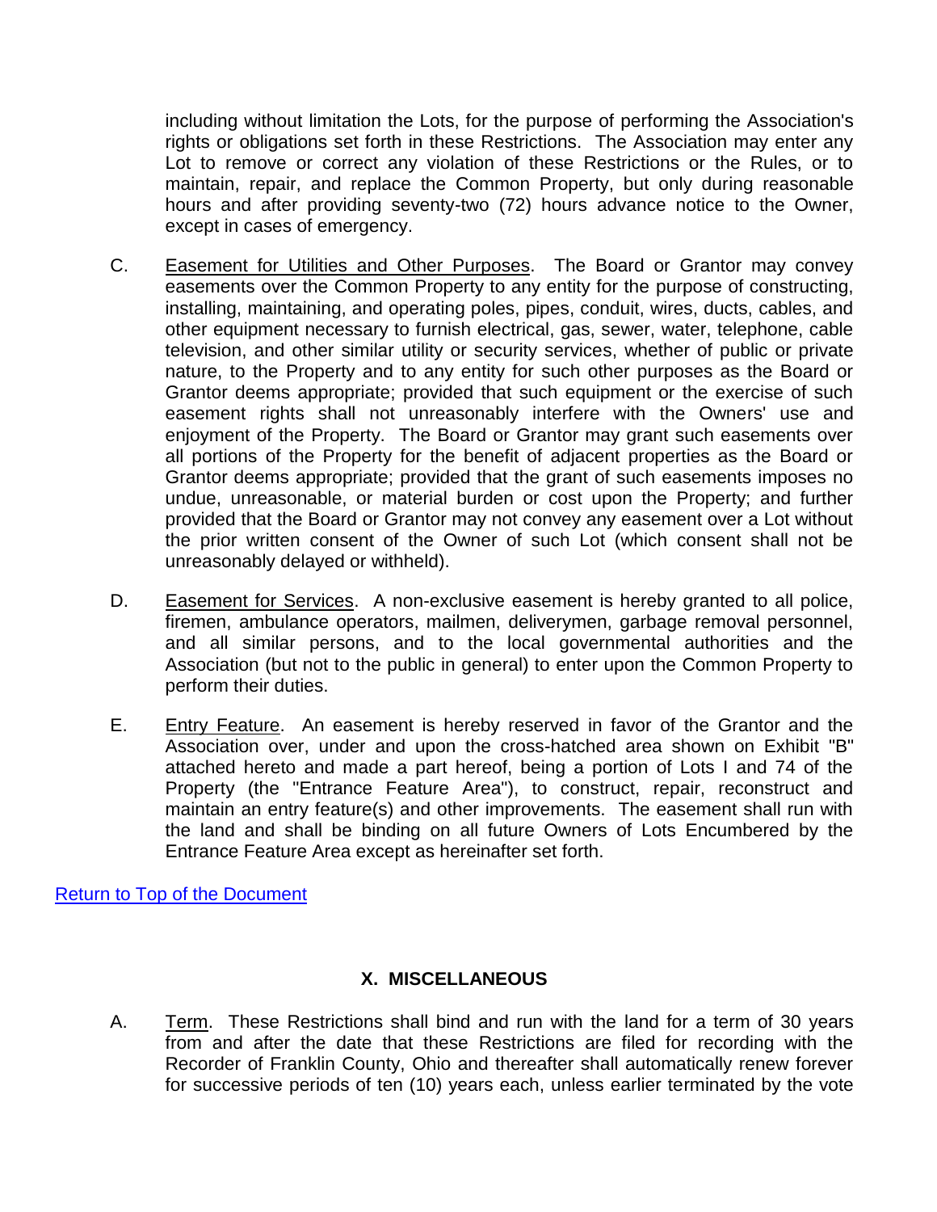including without limitation the Lots, for the purpose of performing the Association's rights or obligations set forth in these Restrictions. The Association may enter any Lot to remove or correct any violation of these Restrictions or the Rules, or to maintain, repair, and replace the Common Property, but only during reasonable hours and after providing seventy-two (72) hours advance notice to the Owner, except in cases of emergency.

C. Easement for Utilities and Other Purposes. The Board or Grantor may convey easements over the Common Property to any entity for the purpose of constructing, installing, maintaining, and operating poles, pipes, conduit, wires, ducts, cables, and other equipment necessary to furnish electrical, gas, sewer, water, telephone, cable television, and other similar utility or security services, whether of public or private nature, to the Property and to any entity for such other purposes as the Board or Grantor deems appropriate; provided that such equipment or the exercise of such easement rights shall not unreasonably interfere with the Owners' use and enjoyment of the Property. The Board or Grantor may grant such easements over all portions of the Property for the benefit of adjacent properties as the Board or Grantor deems appropriate; provided that the grant of such easements imposes no undue, unreasonable, or material burden or cost upon the Property; and further provided that the Board or Grantor may not convey any easement over a Lot without the prior written consent of the Owner of such Lot (which consent shall not be unreasonably delayed or withheld).

D. Easement for Services. A non-exclusive easement is hereby granted to all police, firemen, ambulance operators, mailmen, deliverymen, garbage removal personnel, and all similar persons, and to the local governmental authorities and the Association (but not to the public in general) to enter upon the Common Property to perform their duties.

E. Entry Feature. An easement is hereby reserved in favor of the Grantor and the Association over, under and upon the cross-hatched area shown on Exhibit "B" attached hereto and made a part hereof, being a portion of Lots I and 74 of the Property (the "Entrance Feature Area"), to construct, repair, reconstruct and maintain an entry feature(s) and other improvements. The easement shall run with the land and shall be binding on all future Owners of Lots Encumbered by the Entrance Feature Area except as hereinafter set forth.

Return to Top of the Document

## X. MISCELLANEOUS

A. Term. These Restrictions shall bind and run with the land for a term of 30 years from and after the date that these Restrictions are filed for recording with the Recorder of Franklin County, Ohio and thereafter shall automatically renew forever for successive periods of ten (10) years each, unless earlier terminated by the vote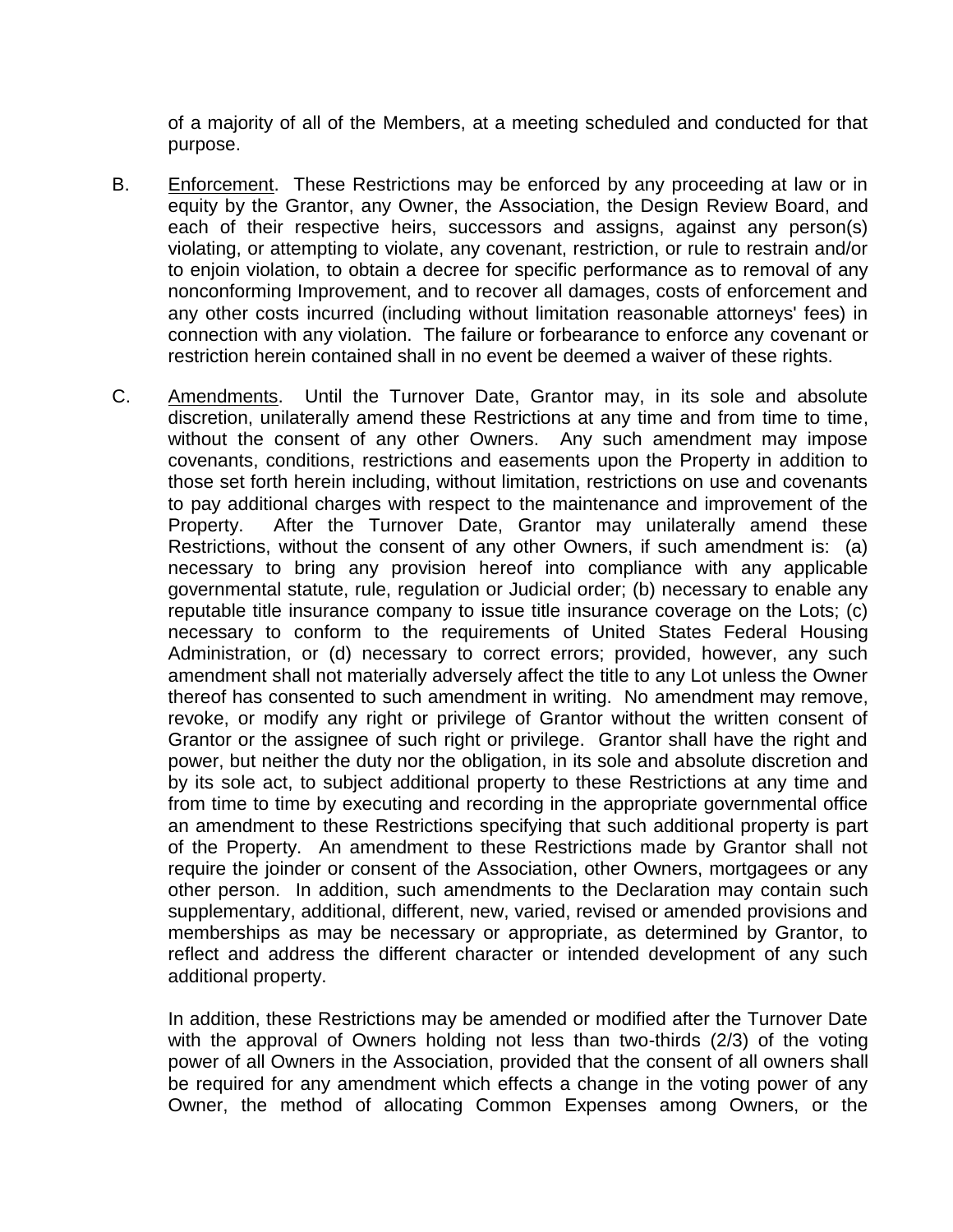of a majority of all of the Members, at a meeting scheduled and conducted for that purpose.

B. Enforcement. These Restrictions may be enforced by any proceeding at law or in equity by the Grantor, any Owner, the Association, the Design Review Board, and each of their respective heirs, successors and assigns, against any person(s) violating, or attempting to violate, any covenant, restriction, or rule to restrain and/or to enjoin violation, to obtain a decree for specific performance as to removal of any nonconforming Improvement, and to recover all damages, costs of enforcement and any other costs incurred (including without limitation reasonable attorneys' fees) in connection with any violation. The failure or forbearance to enforce any covenant or restriction herein contained shall in no event be deemed a waiver of these rights.

C. Amendments. Until the Turnover Date, Grantor may, in its sole and absolute discretion, unilaterally amend these Restrictions at any time and from time to time, without the consent of any other Owners. Any such amendment may impose covenants, conditions, restrictions and easements upon the Property in addition to those set forth herein including, without limitation, restrictions on use and covenants to pay additional charges with respect to the maintenance and improvement of the Property. After the Turnover Date, Grantor may unilaterally amend these Restrictions, without the consent of any other Owners, if such amendment is: (a) necessary to bring any provision hereof into compliance with any applicable governmental statute, rule, regulation or Judicial order; (b) necessary to enable any reputable title insurance company to issue title insurance coverage on the Lots; (c) necessary to conform to the requirements of United States Federal Housing Administration, or (d) necessary to correct errors; provided, however, any such amendment shall not materially adversely affect the title to any Lot unless the Owner thereof has consented to such amendment in writing. No amendment may remove, revoke, or modify any right or privilege of Grantor without the written consent of Grantor or the assignee of such right or privilege. Grantor shall have the right and power, but neither the duty nor the obligation, in its sole and absolute discretion and by its sole act, to subject additional property to these Restrictions at any time and from time to time by executing and recording in the appropriate governmental office an amendment to these Restrictions specifying that such additional property is part of the Property. An amendment to these Restrictions made by Grantor shall not require the joinder or consent of the Association, other Owners, mortgagees or any other person. In addition, such amendments to the Declaration may contain such supplementary, additional, different, new, varied, revised or amended provisions and memberships as may be necessary or appropriate, as determined by Grantor, to reflect and address the different character or intended development of any such additional property.

In addition, these Restrictions may be amended or modified after the Turnover Date with the approval of Owners holding not less than two-thirds (2/3) of the voting power of all Owners in the Association, provided that the consent of all owners shall be required for any amendment which effects a change in the voting power of any Owner, the method of allocating Common Expenses among Owners, or the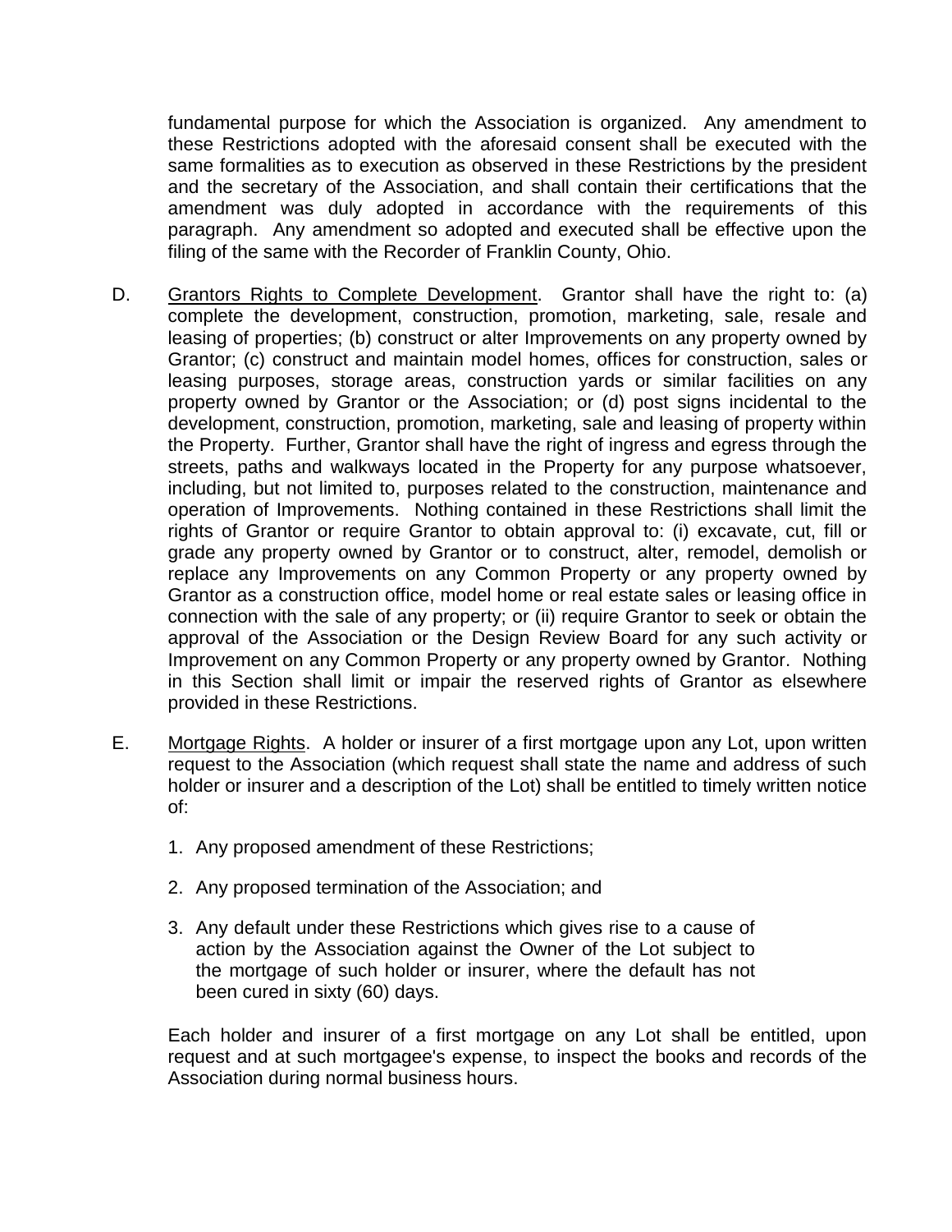fundamental purpose for which the Association is organized. Any amendment to these Restrictions adopted with the aforesaid consent shall be executed with the same formalities as to execution as observed in these Restrictions by the president and the secretary of the Association, and shall contain their certifications that the amendment was duly adopted in accordance with the requirements of this paragraph. Any amendment so adopted and executed shall be effective upon the filing of the same with the Recorder of Franklin County, Ohio.

D. Grantors Rights to Complete Development. Grantor shall have the right to: (a) complete the development, construction, promotion, marketing, sale, resale and leasing of properties; (b) construct or alter Improvements on any property owned by Grantor; (c) construct and maintain model homes, offices for construction, sales or leasing purposes, storage areas, construction yards or similar facilities on any property owned by Grantor or the Association; or (d) post signs incidental to the development, construction, promotion, marketing, sale and leasing of property within the Property. Further, Grantor shall have the right of ingress and egress through the streets, paths and walkways located in the Property for any purpose whatsoever, including, but not limited to, purposes related to the construction, maintenance and operation of Improvements. Nothing contained in these Restrictions shall limit the rights of Grantor or require Grantor to obtain approval to: (i) excavate, cut, fill or grade any property owned by Grantor or to construct, alter, remodel, demolish or replace any Improvements on any Common Property or any property owned by Grantor as a construction office, model home or real estate sales or leasing office in connection with the sale of any property; or (ii) require Grantor to seek or obtain the approval of the Association or the Design Review Board for any such activity or Improvement on any Common Property or any property owned by Grantor. Nothing in this Section shall limit or impair the reserved rights of Grantor as elsewhere provided in these Restrictions.

E. Mortgage Rights. A holder or insurer of a first mortgage upon any Lot, upon written request to the Association (which request shall state the name and address of such holder or insurer and a description of the Lot) shall be entitled to timely written notice of:

1. Any proposed amendment of these Restrictions;

2. Any proposed termination of the Association; and

3. Any default under these Restrictions which gives rise to a cause of action by the Association against the Owner of the Lot subject to the mortgage of such holder or insurer, where the default has not been cured in sixty (60) days.

Each holder and insurer of a first mortgage on any Lot shall be entitled, upon request and at such mortgagee's expense, to inspect the books and records of the Association during normal business hours.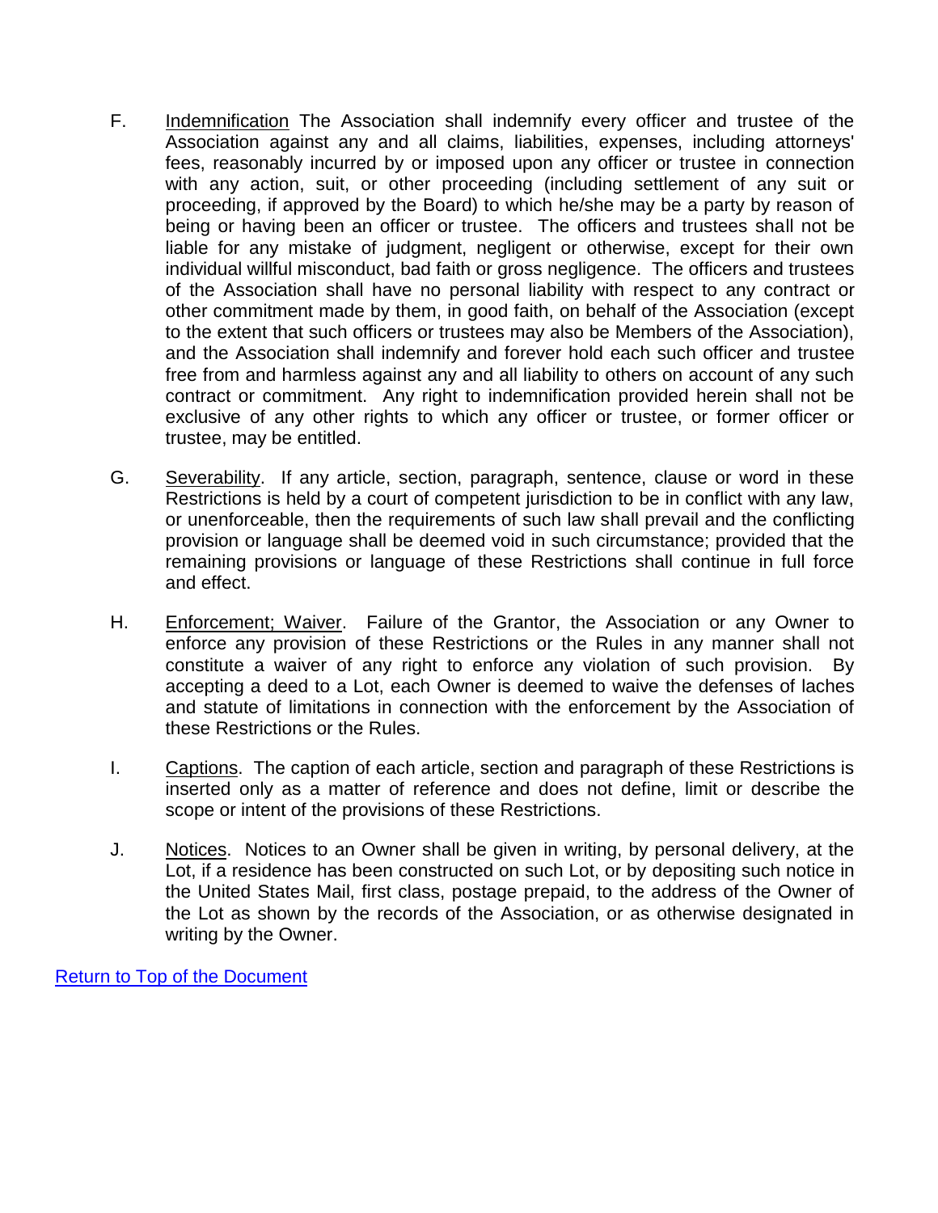F. <u>Indemnification</u> The Association shall indemnify every officer and trustee of the Association against any and all claims, liabilities, expenses, including attorneys' fees, reasonably incurred by or imposed upon any officer or trustee in connection with any action, suit, or other proceeding (including settlement of any suit or proceeding, if approved by the Board) to which he/she may be a party by reason of being or having been an officer or trustee. The officers and trustees shall not be liable for any mistake of judgment, negligent or otherwise, except for their own individual willful misconduct, bad faith or gross negligence. The officers and trustees of the Association shall have no personal liability with respect to any contract or other commitment made by them, in good faith, on behalf of the Association (except to the extent that such officers or trustees may also be Members of the Association), and the Association shall indemnify and forever hold each such officer and trustee free from and harmless against any and all liability to others on account of any such contract or commitment. Any right to indemnification provided herein shall not be exclusive of any other rights to which any officer or trustee, or former officer or trustee, may be entitled.

G. <u>Severability</u>. If any article, section, paragraph, sentence, clause or word in these Restrictions is held by a court of competent jurisdiction to be in conflict with any law, or unenforceable, then the requirements of such law shall prevail and the conflicting provision or language shall be deemed void in such circumstance; provided that the remaining provisions or language of these Restrictions shall continue in full force and effect.

H. <u>Enforcement; Waiver</u>. Failure of the Grantor, the Association or any Owner to enforce any provision of these Restrictions or the Rules in any manner shall not constitute a waiver of any right to enforce any violation of such provision. By accepting a deed to a Lot, each Owner is deemed to waive the defenses of laches and statute of limitations in connection with the enforcement by the Association of these Restrictions or the Rules.

I. <u>Captions</u>. The caption of each article, section and paragraph of these Restrictions is inserted only as a matter of reference and does not define, limit or describe the scope or intent of the provisions of these Restrictions.

J. <u>Notices</u>. Notices to an Owner shall be given in writing, by personal delivery, at the Lot, if a residence has been constructed on such Lot, or by depositing such notice in the United States Mail, first class, postage prepaid, to the address of the Owner of the Lot as shown by the records of the Association, or as otherwise designated in writing by the Owner.

Return to Top of the Document